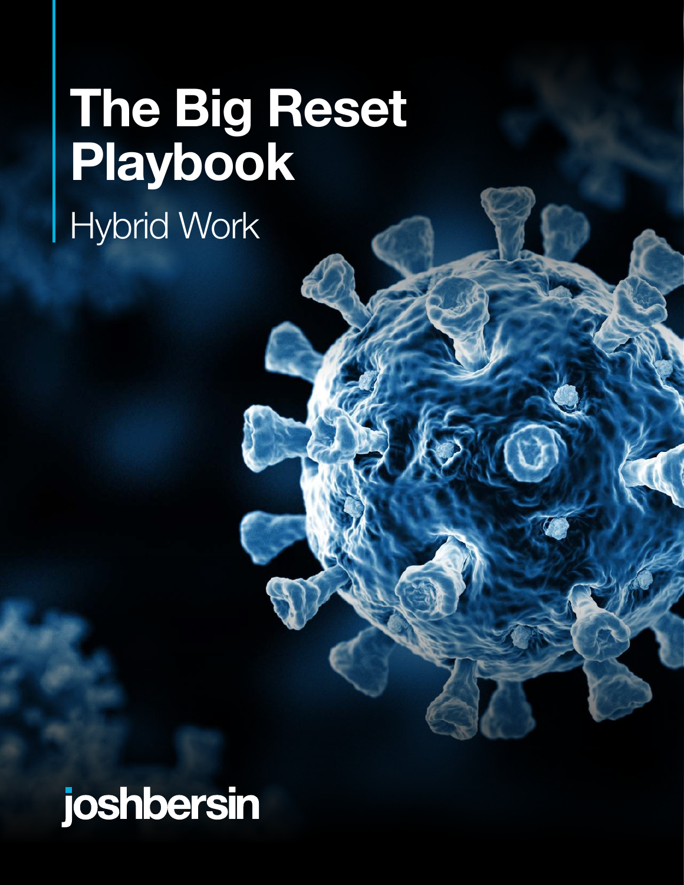# The Big Reset Playbook

## Hybrid Work

joshbersin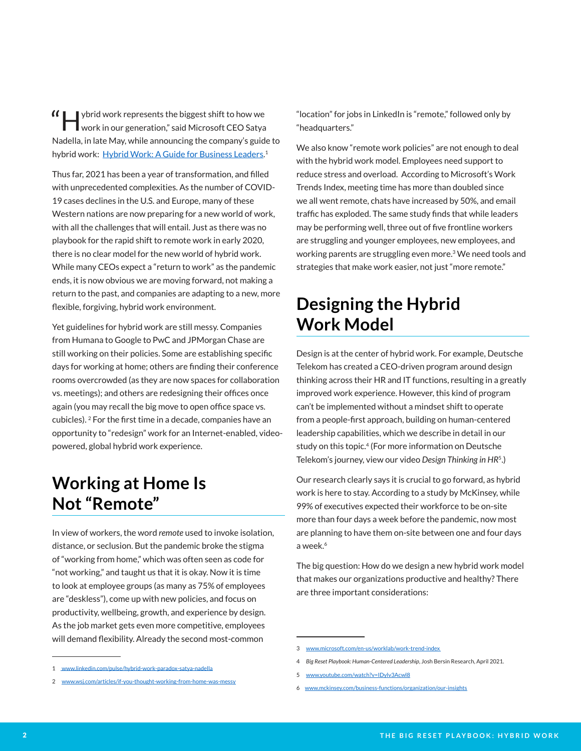"Hybrid work represents the biggest shift to how we work in our generation," said Microsoft CEO Satya Nadella, in late May, while announcing the company's guide to hybrid work: [Hybrid Work: A Guide for Business Leaders](www.linkedin.com/pulse/hybrid-work-paradox-satya-nadella).[1]

Thus far, 2021 has been a year of transformation, and filled with unprecedented complexities. As the number of COVID-19 cases declines in the U.S. and Europe, many of these Western nations are now preparing for a new world of work, with all the challenges that will entail. Just as there was no playbook for the rapid shift to remote work in early 2020, there is no clear model for the new world of hybrid work. While many CEOs expect a "return to work" as the pandemic ends, it is now obvious we are moving forward, not making a return to the past, and companies are adapting to a new, more flexible, forgiving, hybrid work environment.

Yet guidelines for hybrid work are still messy. Companies from Humana to Google to PwC and JPMorgan Chase are still working on their policies. Some are establishing specific days for working at home; others are finding their conference rooms overcrowded (as they are now spaces for collaboration vs. meetings); and others are redesigning their offices once again (you may recall the big move to open office space vs. cubicles). [2] For the first time in a decade, companies have an opportunity to "redesign" work for an Internet-enabled, video-powered, global hybrid work experience.

## Working at Home Is Not "Remote"

In view of workers, the word *remote* used to invoke isolation, distance, or seclusion. But the pandemic broke the stigma of "working from home," which was often seen as code for "not working," and taught us that it is okay. Now it is time to look at employee groups (as many as 75% of employees are "deskless"), come up with new policies, and focus on productivity, wellbeing, growth, and experience by design. As the job market gets even more competitive, employees will demand flexibility. Already the second most-common "location" for jobs in LinkedIn is "remote," followed only by "headquarters."

We also know "remote work policies" are not enough to deal with the hybrid work model. Employees need support to reduce stress and overload. According to Microsoft's Work Trends Index, meeting time has more than doubled since we all went remote, chats have increased by 50%, and email traffic has exploded. The same study finds that while leaders may be performing well, three out of five frontline workers are struggling and younger employees, new employees, and working parents are struggling even more.[3] We need tools and strategies that make work easier, not just "more remote."

## Designing the Hybrid Work Model

Design is at the center of hybrid work. For example, Deutsche Telekom has created a CEO-driven program around design thinking across their HR and IT functions, resulting in a greatly improved work experience. However, this kind of program can't be implemented without a mindset shift to operate from a people-first approach, building on human-centered leadership capabilities, which we describe in detail in our study on this topic.[4] (For more information on Deutsche Telekom's journey, view our video *Design Thinking in HR*[5].)

Our research clearly says it is crucial to go forward, as hybrid work is here to stay. According to a study by McKinsey, while 99% of executives expected their workforce to be on-site more than four days a week before the pandemic, now most are planning to have them on-site between one and four days a week.[6]

The big question: How do we design a new hybrid work model that makes our organizations productive and healthy? There are three important considerations:

---

1 www.linkedin.com/pulse/hybrid-work-paradox-satya-nadella

2 www.wsj.com/articles/if-you-thought-working-from-home-was-messy

3 www.microsoft.com/en-us/worklab/work-trend-index

4 *Big Reset Playbook: Human-Centered Leadership*, Josh Bersin Research, April 2021.

5 www.youtube.com/watch?v=IDylv3AcwI8

6 www.mckinsey.com/business-functions/organization/our-insights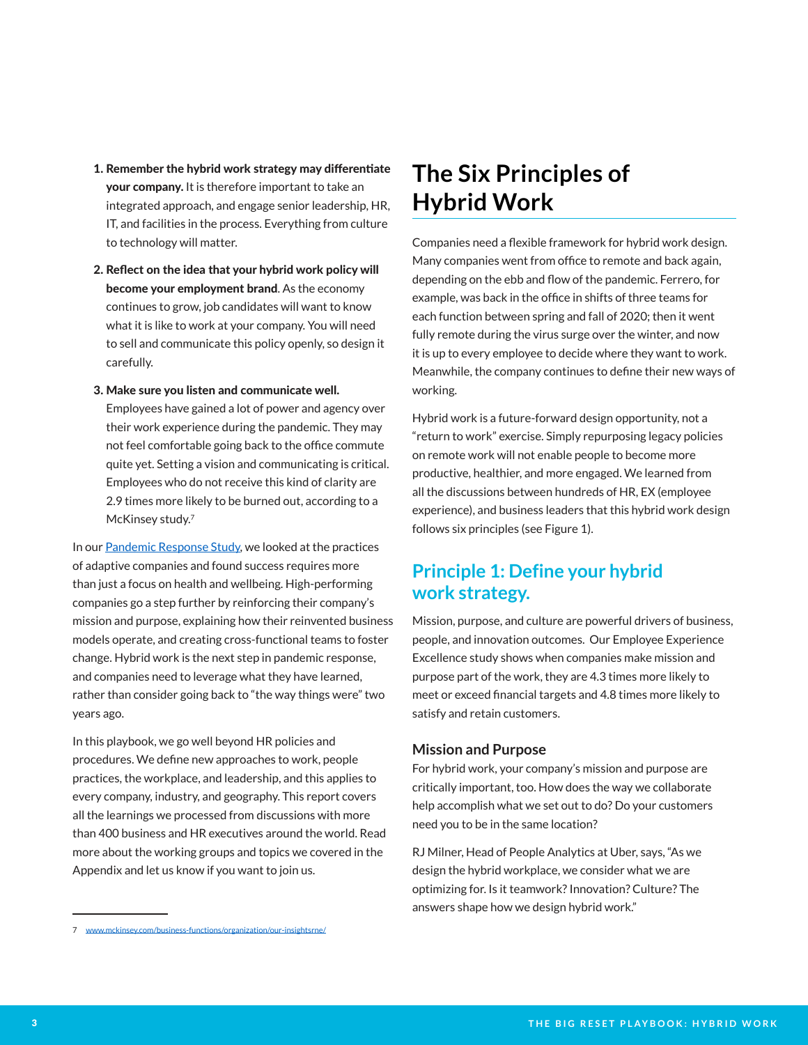1. **Remember the hybrid work strategy may differentiate your company.** It is therefore important to take an integrated approach, and engage senior leadership, HR, IT, and facilities in the process. Everything from culture to technology will matter.

2. **Reflect on the idea that your hybrid work policy will become your employment brand**. As the economy continues to grow, job candidates will want to know what it is like to work at your company. You will need to sell and communicate this policy openly, so design it carefully.

3. **Make sure you listen and communicate well.** Employees have gained a lot of power and agency over their work experience during the pandemic. They may not feel comfortable going back to the office commute quite yet. Setting a vision and communicating is critical. Employees who do not receive this kind of clarity are 2.9 times more likely to be burned out, according to a McKinsey study.[7]

In our [Pandemic Response Study](), we looked at the practices of adaptive companies and found success requires more than just a focus on health and wellbeing. High-performing companies go a step further by reinforcing their company's mission and purpose, explaining how their reinvented business models operate, and creating cross-functional teams to foster change. Hybrid work is the next step in pandemic response, and companies need to leverage what they have learned, rather than consider going back to "the way things were" two years ago.

In this playbook, we go well beyond HR policies and procedures. We define new approaches to work, people practices, the workplace, and leadership, and this applies to every company, industry, and geography. This report covers all the learnings we processed from discussions with more than 400 business and HR executives around the world. Read more about the working groups and topics we covered in the Appendix and let us know if you want to join us.

7 www.mckinsey.com/business-functions/organization/our-insightsrne/

# The Six Principles of Hybrid Work

Companies need a flexible framework for hybrid work design. Many companies went from office to remote and back again, depending on the ebb and flow of the pandemic. Ferrero, for example, was back in the office in shifts of three teams for each function between spring and fall of 2020; then it went fully remote during the virus surge over the winter, and now it is up to every employee to decide where they want to work. Meanwhile, the company continues to define their new ways of working.

Hybrid work is a future-forward design opportunity, not a "return to work" exercise. Simply repurposing legacy policies on remote work will not enable people to become more productive, healthier, and more engaged. We learned from all the discussions between hundreds of HR, EX (employee experience), and business leaders that this hybrid work design follows six principles (see Figure 1).

## Principle 1: Define your hybrid work strategy.

Mission, purpose, and culture are powerful drivers of business, people, and innovation outcomes. Our Employee Experience Excellence study shows when companies make mission and purpose part of the work, they are 4.3 times more likely to meet or exceed financial targets and 4.8 times more likely to satisfy and retain customers.

### Mission and Purpose

For hybrid work, your company's mission and purpose are critically important, too. How does the way we collaborate help accomplish what we set out to do? Do your customers need you to be in the same location?

RJ Milner, Head of People Analytics at Uber, says, "As we design the hybrid workplace, we consider what we are optimizing for. Is it teamwork? Innovation? Culture? The answers shape how we design hybrid work."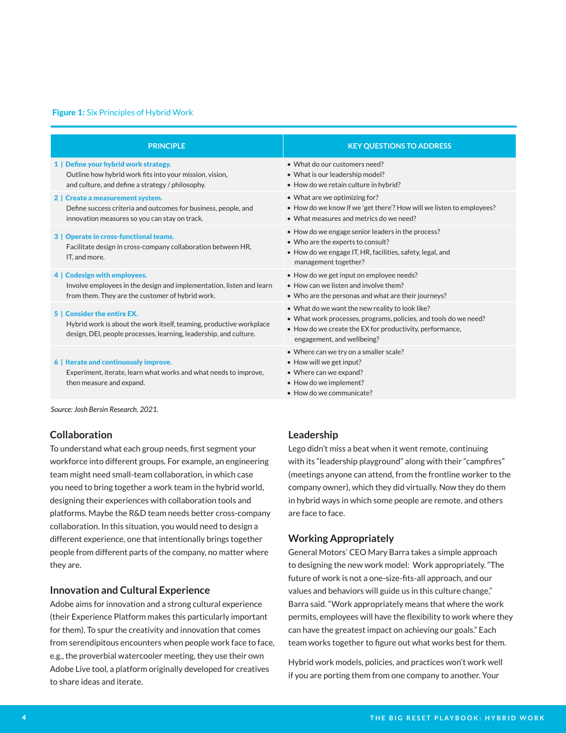**Figure 1:** Six Principles of Hybrid Work

| PRINCIPLE | KEY QUESTIONS TO ADDRESS |
| --- | --- |
| **1 \| Define your hybrid work strategy.** Outline how hybrid work fits into your mission, vision, and culture, and define a strategy / philosophy. | • What do our customers need? • What is our leadership model? • How do we retain culture in hybrid? |
| **2 \| Create a measurement system.** Define success criteria and outcomes for business, people, and innovation measures so you can stay on track. | • What are we optimizing for? • How do we know if we 'get there'? How will we listen to employees? • What measures and metrics do we need? |
| **3 \| Operate in cross-functional teams.** Facilitate design in cross-company collaboration between HR, IT, and more. | • How do we engage senior leaders in the process? • Who are the experts to consult? • How do we engage IT, HR, facilities, safety, legal, and management together? |
| **4 \| Codesign with employees.** Involve employees in the design and implementation, listen and learn from them. They are the customer of hybrid work. | • How do we get input on employee needs? • How can we listen and involve them? • Who are the personas and what are their journeys? |
| **5 \| Consider the entire EX.** Hybrid work is about the work itself, teaming, productive workplace design, DEI, people processes, learning, leadership, and culture. | • What do we want the new reality to look like? • What work processes, programs, policies, and tools do we need? • How do we create the EX for productivity, performance, engagement, and wellbeing? |
| **6 \| Iterate and continuously improve.** Experiment, iterate, learn what works and what needs to improve, then measure and expand. | • Where can we try on a smaller scale? • How will we get input? • Where can we expand? • How do we implement? • How do we communicate? |

*Source: Josh Bersin Research, 2021.*

### Collaboration

To understand what each group needs, first segment your workforce into different groups. For example, an engineering team might need small-team collaboration, in which case you need to bring together a work team in the hybrid world, designing their experiences with collaboration tools and platforms. Maybe the R&D team needs better cross-company collaboration. In this situation, you would need to design a different experience, one that intentionally brings together people from different parts of the company, no matter where they are.

### Innovation and Cultural Experience

Adobe aims for innovation and a strong cultural experience (their Experience Platform makes this particularly important for them). To spur the creativity and innovation that comes from serendipitous encounters when people work face to face, e.g., the proverbial watercooler meeting, they use their own Adobe Live tool, a platform originally developed for creatives to share ideas and iterate.

### Leadership

Lego didn't miss a beat when it went remote, continuing with its "leadership playground" along with their "campfires" (meetings anyone can attend, from the frontline worker to the company owner), which they did virtually. Now they do them in hybrid ways in which some people are remote, and others are face to face.

### Working Appropriately

General Motors' CEO Mary Barra takes a simple approach to designing the new work model: Work appropriately. "The future of work is not a one-size-fits-all approach, and our values and behaviors will guide us in this culture change," Barra said. "Work appropriately means that where the work permits, employees will have the flexibility to work where they can have the greatest impact on achieving our goals." Each team works together to figure out what works best for them.

Hybrid work models, policies, and practices won't work well if you are porting them from one company to another. Your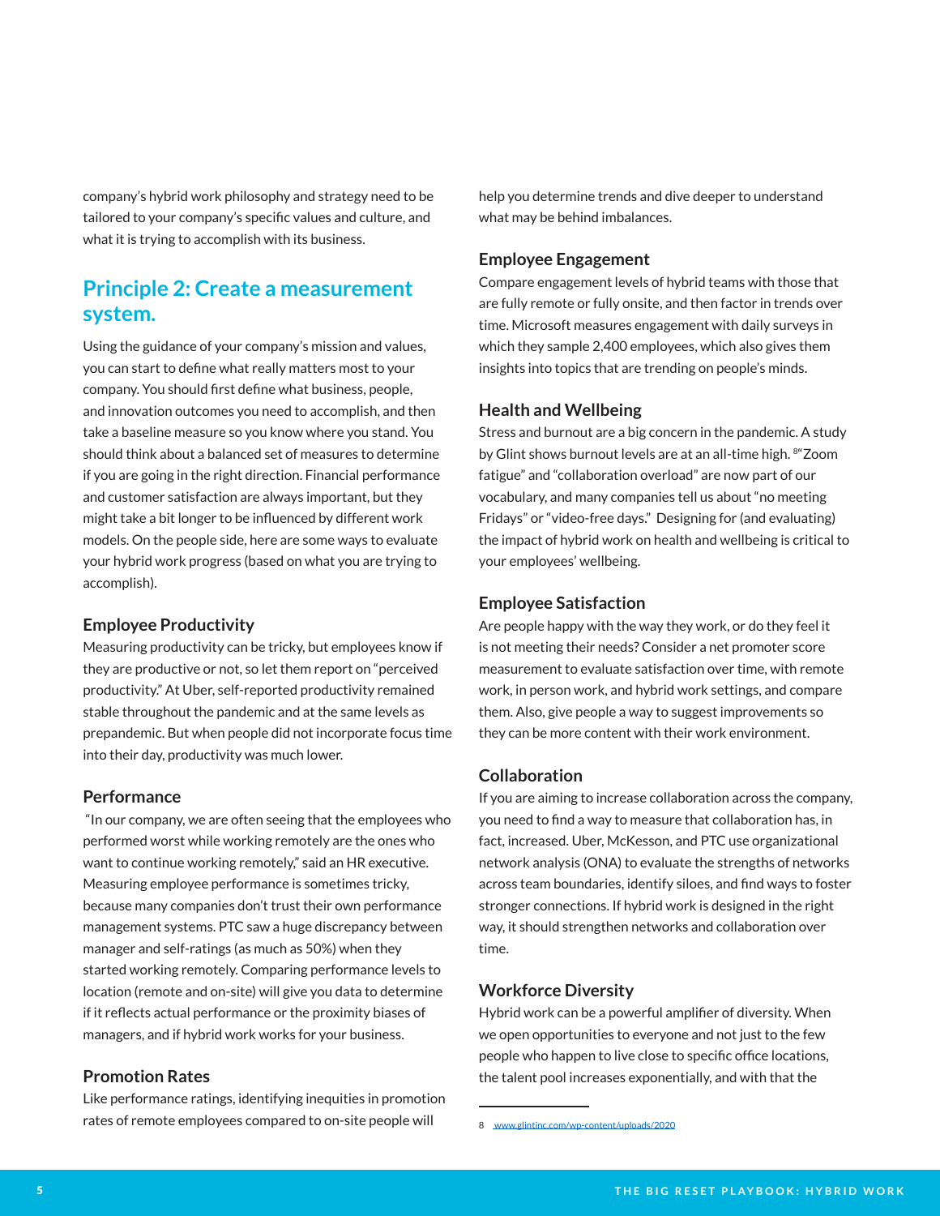company's hybrid work philosophy and strategy need to be tailored to your company's specific values and culture, and what it is trying to accomplish with its business.

## Principle 2: Create a measurement system.

Using the guidance of your company's mission and values, you can start to define what really matters most to your company. You should first define what business, people, and innovation outcomes you need to accomplish, and then take a baseline measure so you know where you stand. You should think about a balanced set of measures to determine if you are going in the right direction. Financial performance and customer satisfaction are always important, but they might take a bit longer to be influenced by different work models. On the people side, here are some ways to evaluate your hybrid work progress (based on what you are trying to accomplish).

### Employee Productivity

Measuring productivity can be tricky, but employees know if they are productive or not, so let them report on "perceived productivity." At Uber, self-reported productivity remained stable throughout the pandemic and at the same levels as prepandemic. But when people did not incorporate focus time into their day, productivity was much lower.

### Performance

"In our company, we are often seeing that the employees who performed worst while working remotely are the ones who want to continue working remotely," said an HR executive. Measuring employee performance is sometimes tricky, because many companies don't trust their own performance management systems. PTC saw a huge discrepancy between manager and self-ratings (as much as 50%) when they started working remotely. Comparing performance levels to location (remote and on-site) will give you data to determine if it reflects actual performance or the proximity biases of managers, and if hybrid work works for your business.

### Promotion Rates

Like performance ratings, identifying inequities in promotion rates of remote employees compared to on-site people will help you determine trends and dive deeper to understand what may be behind imbalances.

### Employee Engagement

Compare engagement levels of hybrid teams with those that are fully remote or fully onsite, and then factor in trends over time. Microsoft measures engagement with daily surveys in which they sample 2,400 employees, which also gives them insights into topics that are trending on people's minds.

### Health and Wellbeing

Stress and burnout are a big concern in the pandemic. A study by Glint shows burnout levels are at an all-time high. [8]"Zoom fatigue" and "collaboration overload" are now part of our vocabulary, and many companies tell us about "no meeting Fridays" or "video-free days." Designing for (and evaluating) the impact of hybrid work on health and wellbeing is critical to your employees' wellbeing.

### Employee Satisfaction

Are people happy with the way they work, or do they feel it is not meeting their needs? Consider a net promoter score measurement to evaluate satisfaction over time, with remote work, in person work, and hybrid work settings, and compare them. Also, give people a way to suggest improvements so they can be more content with their work environment.

### Collaboration

If you are aiming to increase collaboration across the company, you need to find a way to measure that collaboration has, in fact, increased. Uber, McKesson, and PTC use organizational network analysis (ONA) to evaluate the strengths of networks across team boundaries, identify siloes, and find ways to foster stronger connections. If hybrid work is designed in the right way, it should strengthen networks and collaboration over time.

### Workforce Diversity

Hybrid work can be a powerful amplifier of diversity. When we open opportunities to everyone and not just to the few people who happen to live close to specific office locations, the talent pool increases exponentially, and with that the

8 www.glintinc.com/wp-content/uploads/2020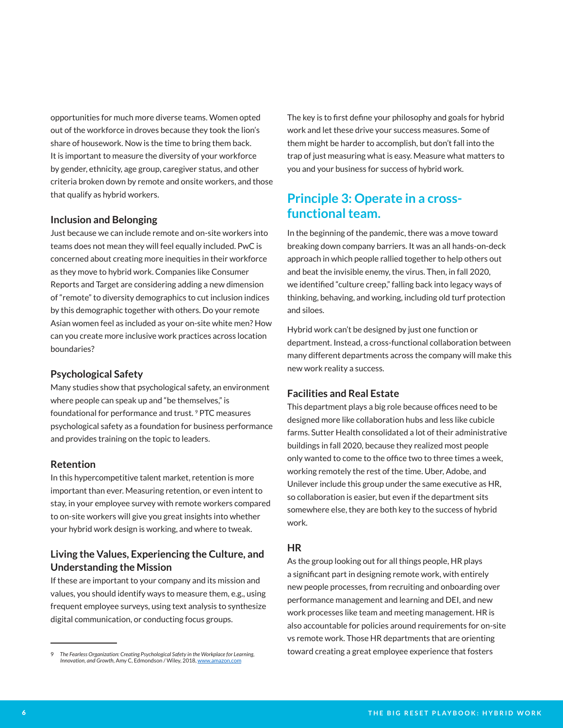opportunities for much more diverse teams. Women opted out of the workforce in droves because they took the lion's share of housework. Now is the time to bring them back. It is important to measure the diversity of your workforce by gender, ethnicity, age group, caregiver status, and other criteria broken down by remote and onsite workers, and those that qualify as hybrid workers.

### Inclusion and Belonging

Just because we can include remote and on-site workers into teams does not mean they will feel equally included. PwC is concerned about creating more inequities in their workforce as they move to hybrid work. Companies like Consumer Reports and Target are considering adding a new dimension of "remote" to diversity demographics to cut inclusion indices by this demographic together with others. Do your remote Asian women feel as included as your on-site white men? How can you create more inclusive work practices across location boundaries?

### Psychological Safety

Many studies show that psychological safety, an environment where people can speak up and "be themselves," is foundational for performance and trust. [9] PTC measures psychological safety as a foundation for business performance and provides training on the topic to leaders.

### Retention

In this hypercompetitive talent market, retention is more important than ever. Measuring retention, or even intent to stay, in your employee survey with remote workers compared to on-site workers will give you great insights into whether your hybrid work design is working, and where to tweak.

### Living the Values, Experiencing the Culture, and Understanding the Mission

If these are important to your company and its mission and values, you should identify ways to measure them, e.g., using frequent employee surveys, using text analysis to synthesize digital communication, or conducting focus groups.

The key is to first define your philosophy and goals for hybrid work and let these drive your success measures. Some of them might be harder to accomplish, but don't fall into the trap of just measuring what is easy. Measure what matters to you and your business for success of hybrid work.

## Principle 3: Operate in a cross-functional team.

In the beginning of the pandemic, there was a move toward breaking down company barriers. It was an all hands-on-deck approach in which people rallied together to help others out and beat the invisible enemy, the virus. Then, in fall 2020, we identified "culture creep," falling back into legacy ways of thinking, behaving, and working, including old turf protection and siloes.

Hybrid work can't be designed by just one function or department. Instead, a cross-functional collaboration between many different departments across the company will make this new work reality a success.

### Facilities and Real Estate

This department plays a big role because offices need to be designed more like collaboration hubs and less like cubicle farms. Sutter Health consolidated a lot of their administrative buildings in fall 2020, because they realized most people only wanted to come to the office two to three times a week, working remotely the rest of the time. Uber, Adobe, and Unilever include this group under the same executive as HR, so collaboration is easier, but even if the department sits somewhere else, they are both key to the success of hybrid work.

### HR

As the group looking out for all things people, HR plays a significant part in designing remote work, with entirely new people processes, from recruiting and onboarding over performance management and learning and DEI, and new work processes like team and meeting management. HR is also accountable for policies around requirements for on-site vs remote work. Those HR departments that are orienting toward creating a great employee experience that fosters

---

9 *The Fearless Organization: Creating Psychological Safety in the Workplace for Learning, Innovation, and Growth*, Amy C, Edmondson / Wiley, 2018, www.amazon.com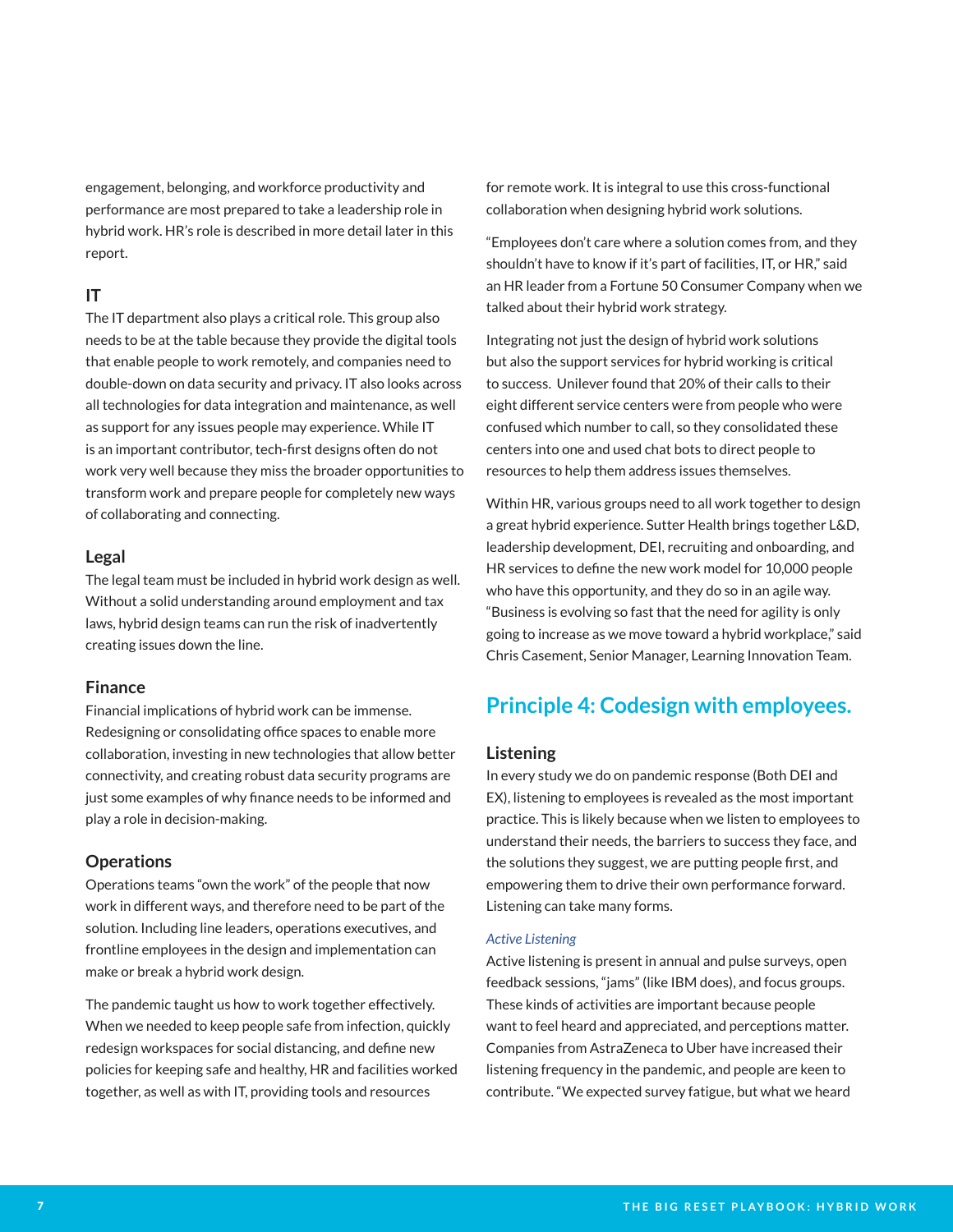engagement, belonging, and workforce productivity and performance are most prepared to take a leadership role in hybrid work. HR's role is described in more detail later in this report.

### IT

The IT department also plays a critical role. This group also needs to be at the table because they provide the digital tools that enable people to work remotely, and companies need to double-down on data security and privacy. IT also looks across all technologies for data integration and maintenance, as well as support for any issues people may experience. While IT is an important contributor, tech-first designs often do not work very well because they miss the broader opportunities to transform work and prepare people for completely new ways of collaborating and connecting.

### Legal

The legal team must be included in hybrid work design as well. Without a solid understanding around employment and tax laws, hybrid design teams can run the risk of inadvertently creating issues down the line.

### Finance

Financial implications of hybrid work can be immense. Redesigning or consolidating office spaces to enable more collaboration, investing in new technologies that allow better connectivity, and creating robust data security programs are just some examples of why finance needs to be informed and play a role in decision-making.

### Operations

Operations teams "own the work" of the people that now work in different ways, and therefore need to be part of the solution. Including line leaders, operations executives, and frontline employees in the design and implementation can make or break a hybrid work design.

The pandemic taught us how to work together effectively. When we needed to keep people safe from infection, quickly redesign workspaces for social distancing, and define new policies for keeping safe and healthy, HR and facilities worked together, as well as with IT, providing tools and resources for remote work. It is integral to use this cross-functional collaboration when designing hybrid work solutions.

"Employees don't care where a solution comes from, and they shouldn't have to know if it's part of facilities, IT, or HR," said an HR leader from a Fortune 50 Consumer Company when we talked about their hybrid work strategy.

Integrating not just the design of hybrid work solutions but also the support services for hybrid working is critical to success. Unilever found that 20% of their calls to their eight different service centers were from people who were confused which number to call, so they consolidated these centers into one and used chat bots to direct people to resources to help them address issues themselves.

Within HR, various groups need to all work together to design a great hybrid experience. Sutter Health brings together L&D, leadership development, DEI, recruiting and onboarding, and HR services to define the new work model for 10,000 people who have this opportunity, and they do so in an agile way. "Business is evolving so fast that the need for agility is only going to increase as we move toward a hybrid workplace," said Chris Casement, Senior Manager, Learning Innovation Team.

## Principle 4: Codesign with employees.

### Listening

In every study we do on pandemic response (Both DEI and EX), listening to employees is revealed as the most important practice. This is likely because when we listen to employees to understand their needs, the barriers to success they face, and the solutions they suggest, we are putting people first, and empowering them to drive their own performance forward. Listening can take many forms.

#### *Active Listening*

Active listening is present in annual and pulse surveys, open feedback sessions, "jams" (like IBM does), and focus groups. These kinds of activities are important because people want to feel heard and appreciated, and perceptions matter. Companies from AstraZeneca to Uber have increased their listening frequency in the pandemic, and people are keen to contribute. "We expected survey fatigue, but what we heard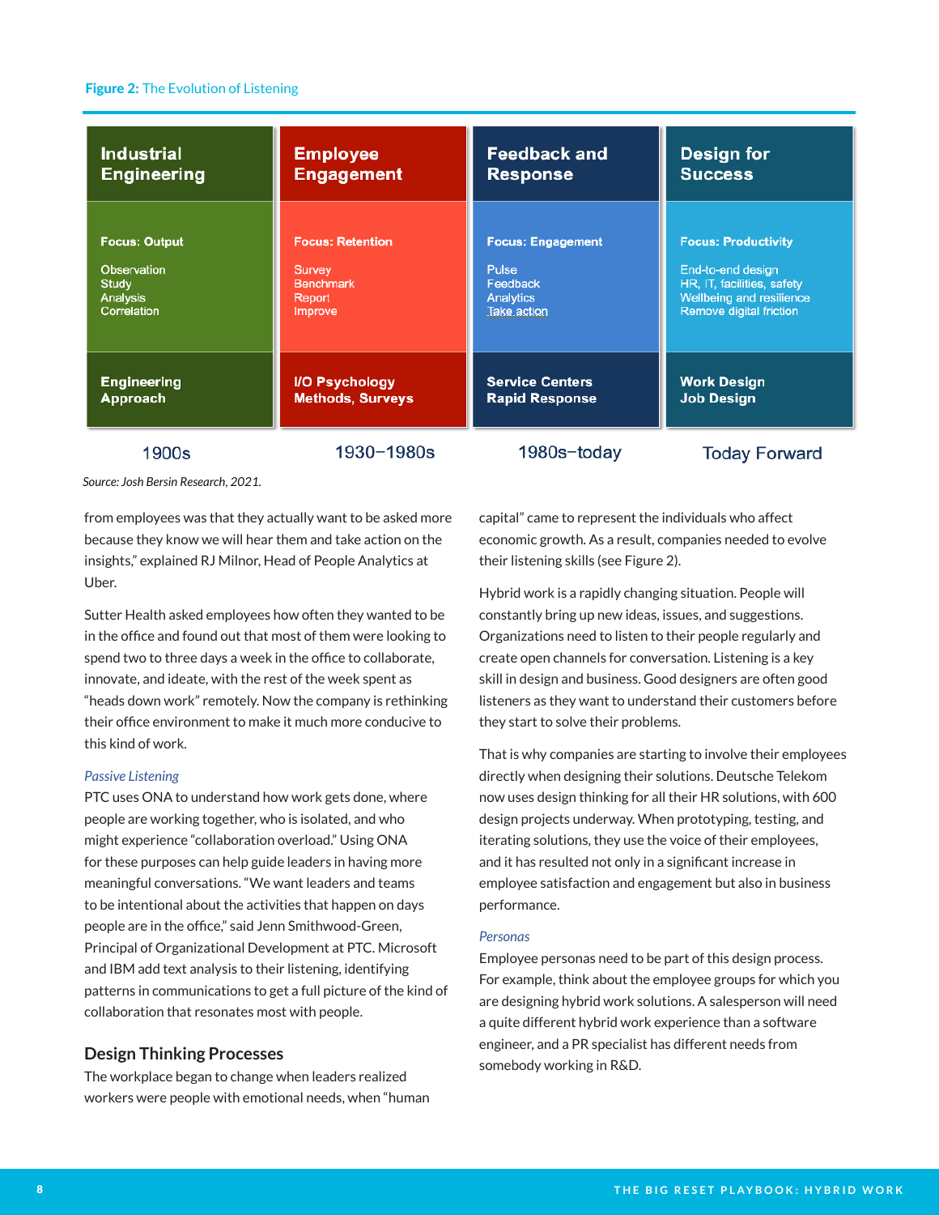**Figure 2:** The Evolution of Listening

| Industrial Engineering | Employee Engagement | Feedback and Response | Design for Success |
|---|---|---|---|
| **Focus: Output**<br>Observation<br>Study<br>Analysis<br>Correlation | **Focus: Retention**<br>Survey<br>Benchmark<br>Report<br>Improve | **Focus: Engagement**<br>Pulse<br>Feedback<br>Analytics<br>Take action | **Focus: Productivity**<br>End-to-end design<br>HR, IT, facilities, safety<br>Wellbeing and resilience<br>Remove digital friction |
| **Engineering Approach** | **I/O Psychology Methods, Surveys** | **Service Centers Rapid Response** | **Work Design Job Design** |
| 1900s | 1930–1980s | 1980s–today | Today Forward |

*Source: Josh Bersin Research, 2021.*

from employees was that they actually want to be asked more because they know we will hear them and take action on the insights," explained RJ Milnor, Head of People Analytics at Uber.

Sutter Health asked employees how often they wanted to be in the office and found out that most of them were looking to spend two to three days a week in the office to collaborate, innovate, and ideate, with the rest of the week spent as "heads down work" remotely. Now the company is rethinking their office environment to make it much more conducive to this kind of work.

*Passive Listening*

PTC uses ONA to understand how work gets done, where people are working together, who is isolated, and who might experience "collaboration overload." Using ONA for these purposes can help guide leaders in having more meaningful conversations. "We want leaders and teams to be intentional about the activities that happen on days people are in the office," said Jenn Smithwood-Green, Principal of Organizational Development at PTC. Microsoft and IBM add text analysis to their listening, identifying patterns in communications to get a full picture of the kind of collaboration that resonates most with people.

## Design Thinking Processes

The workplace began to change when leaders realized workers were people with emotional needs, when "human capital" came to represent the individuals who affect economic growth. As a result, companies needed to evolve their listening skills (see Figure 2).

Hybrid work is a rapidly changing situation. People will constantly bring up new ideas, issues, and suggestions. Organizations need to listen to their people regularly and create open channels for conversation. Listening is a key skill in design and business. Good designers are often good listeners as they want to understand their customers before they start to solve their problems.

That is why companies are starting to involve their employees directly when designing their solutions. Deutsche Telekom now uses design thinking for all their HR solutions, with 600 design projects underway. When prototyping, testing, and iterating solutions, they use the voice of their employees, and it has resulted not only in a significant increase in employee satisfaction and engagement but also in business performance.

*Personas*

Employee personas need to be part of this design process. For example, think about the employee groups for which you are designing hybrid work solutions. A salesperson will need a quite different hybrid work experience than a software engineer, and a PR specialist has different needs from somebody working in R&D.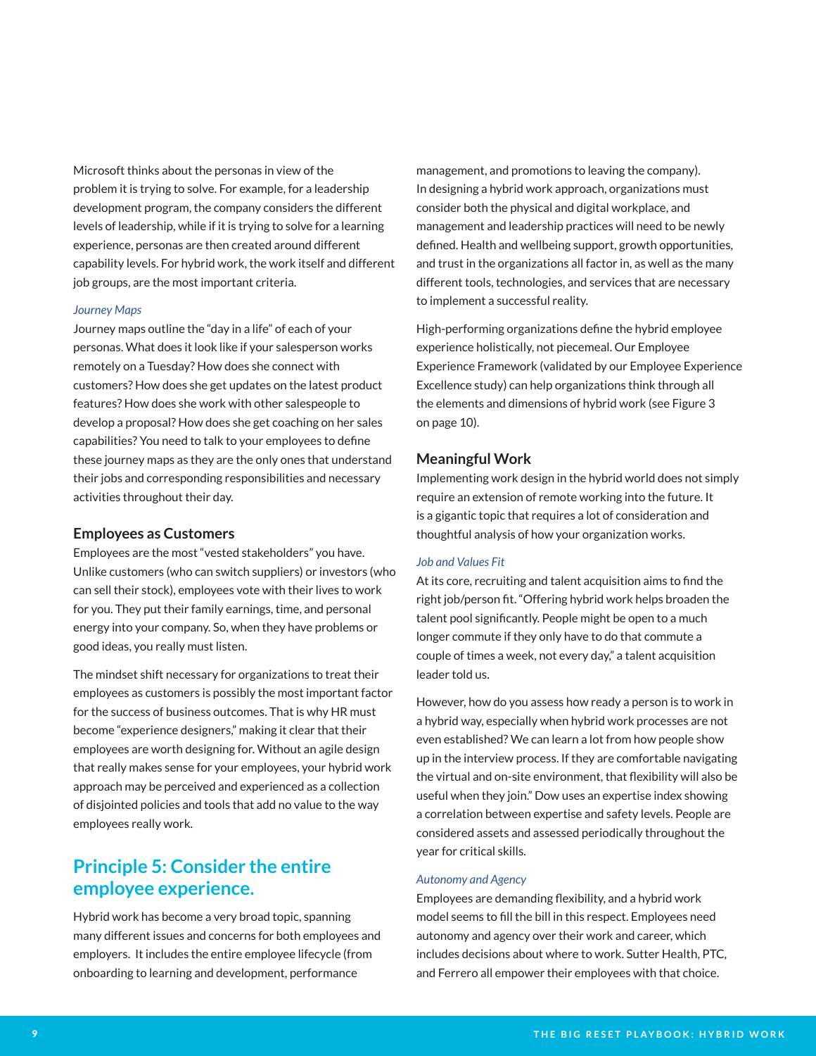Microsoft thinks about the personas in view of the problem it is trying to solve. For example, for a leadership development program, the company considers the different levels of leadership, while if it is trying to solve for a learning experience, personas are then created around different capability levels. For hybrid work, the work itself and different job groups, are the most important criteria.

*Journey Maps*

Journey maps outline the "day in a life" of each of your personas. What does it look like if your salesperson works remotely on a Tuesday? How does she connect with customers? How does she get updates on the latest product features? How does she work with other salespeople to develop a proposal? How does she get coaching on her sales capabilities? You need to talk to your employees to define these journey maps as they are the only ones that understand their jobs and corresponding responsibilities and necessary activities throughout their day.

### Employees as Customers

Employees are the most "vested stakeholders" you have. Unlike customers (who can switch suppliers) or investors (who can sell their stock), employees vote with their lives to work for you. They put their family earnings, time, and personal energy into your company. So, when they have problems or good ideas, you really must listen.

The mindset shift necessary for organizations to treat their employees as customers is possibly the most important factor for the success of business outcomes. That is why HR must become "experience designers," making it clear that their employees are worth designing for. Without an agile design that really makes sense for your employees, your hybrid work approach may be perceived and experienced as a collection of disjointed policies and tools that add no value to the way employees really work.

## Principle 5: Consider the entire employee experience.

Hybrid work has become a very broad topic, spanning many different issues and concerns for both employees and employers. It includes the entire employee lifecycle (from onboarding to learning and development, performance management, and promotions to leaving the company). In designing a hybrid work approach, organizations must consider both the physical and digital workplace, and management and leadership practices will need to be newly defined. Health and wellbeing support, growth opportunities, and trust in the organizations all factor in, as well as the many different tools, technologies, and services that are necessary to implement a successful reality.

High-performing organizations define the hybrid employee experience holistically, not piecemeal. Our Employee Experience Framework (validated by our Employee Experience Excellence study) can help organizations think through all the elements and dimensions of hybrid work (see Figure 3 on page 10).

### Meaningful Work

Implementing work design in the hybrid world does not simply require an extension of remote working into the future. It is a gigantic topic that requires a lot of consideration and thoughtful analysis of how your organization works.

*Job and Values Fit*

At its core, recruiting and talent acquisition aims to find the right job/person fit. "Offering hybrid work helps broaden the talent pool significantly. People might be open to a much longer commute if they only have to do that commute a couple of times a week, not every day," a talent acquisition leader told us.

However, how do you assess how ready a person is to work in a hybrid way, especially when hybrid work processes are not even established? We can learn a lot from how people show up in the interview process. If they are comfortable navigating the virtual and on-site environment, that flexibility will also be useful when they join." Dow uses an expertise index showing a correlation between expertise and safety levels. People are considered assets and assessed periodically throughout the year for critical skills.

*Autonomy and Agency*

Employees are demanding flexibility, and a hybrid work model seems to fill the bill in this respect. Employees need autonomy and agency over their work and career, which includes decisions about where to work. Sutter Health, PTC, and Ferrero all empower their employees with that choice.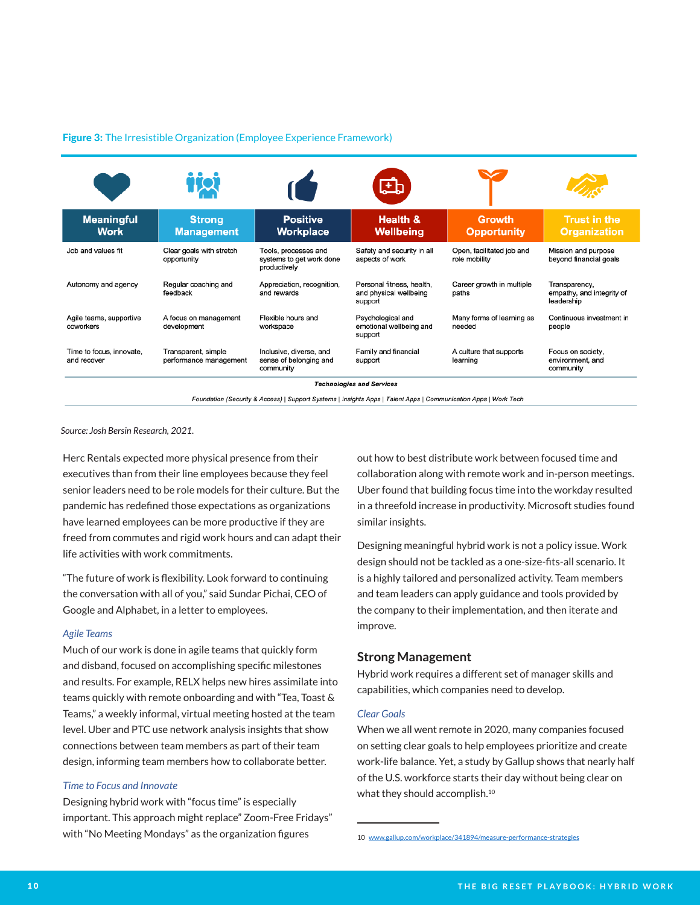**Figure 3:** The Irresistible Organization (Employee Experience Framework)

| Meaningful Work | Strong Management | Positive Workplace | Health & Wellbeing | Growth Opportunity | Trust in the Organization |
|---|---|---|---|---|---|
| Job and values fit | Clear goals with stretch opportunity | Tools, processes and systems to get work done productively | Safety and security in all aspects of work | Open, facilitated job and role mobility | Mission and purpose beyond financial goals |
| Autonomy and agency | Regular coaching and feedback | Appreciation, recognition, and rewards | Personal fitness, health, and physical wellbeing support | Career growth in multiple paths | Transparency, empathy, and integrity of leadership |
| Agile teams, supportive coworkers | A focus on management development | Flexible hours and workspace | Psychological and emotional wellbeing and support | Many forms of learning as needed | Continuous investment in people |
| Time to focus, innovate, and recover | Transparent, simple performance management | Inclusive, diverse, and sense of belonging and community | Family and financial support | A culture that supports learning | Focus on society, environment, and community |

***Technologies and Services***

*Foundation (Security & Access) | Support Systems | Insights Apps | Talent Apps | Communication Apps | Work Tech*

*Source: Josh Bersin Research, 2021.*

Herc Rentals expected more physical presence from their executives than from their line employees because they feel senior leaders need to be role models for their culture. But the pandemic has redefined those expectations as organizations have learned employees can be more productive if they are freed from commutes and rigid work hours and can adapt their life activities with work commitments.

"The future of work is flexibility. Look forward to continuing the conversation with all of you," said Sundar Pichai, CEO of Google and Alphabet, in a letter to employees.

*Agile Teams*

Much of our work is done in agile teams that quickly form and disband, focused on accomplishing specific milestones and results. For example, RELX helps new hires assimilate into teams quickly with remote onboarding and with "Tea, Toast & Teams," a weekly informal, virtual meeting hosted at the team level. Uber and PTC use network analysis insights that show connections between team members as part of their team design, informing team members how to collaborate better.

*Time to Focus and Innovate*

Designing hybrid work with "focus time" is especially important. This approach might replace" Zoom-Free Fridays" with "No Meeting Mondays" as the organization figures out how to best distribute work between focused time and collaboration along with remote work and in-person meetings. Uber found that building focus time into the workday resulted in a threefold increase in productivity. Microsoft studies found similar insights.

Designing meaningful hybrid work is not a policy issue. Work design should not be tackled as a one-size-fits-all scenario. It is a highly tailored and personalized activity. Team members and team leaders can apply guidance and tools provided by the company to their implementation, and then iterate and improve.

## Strong Management

Hybrid work requires a different set of manager skills and capabilities, which companies need to develop.

*Clear Goals*

When we all went remote in 2020, many companies focused on setting clear goals to help employees prioritize and create work-life balance. Yet, a study by Gallup shows that nearly half of the U.S. workforce starts their day without being clear on what they should accomplish.[10]

10 www.gallup.com/workplace/341894/measure-performance-strategies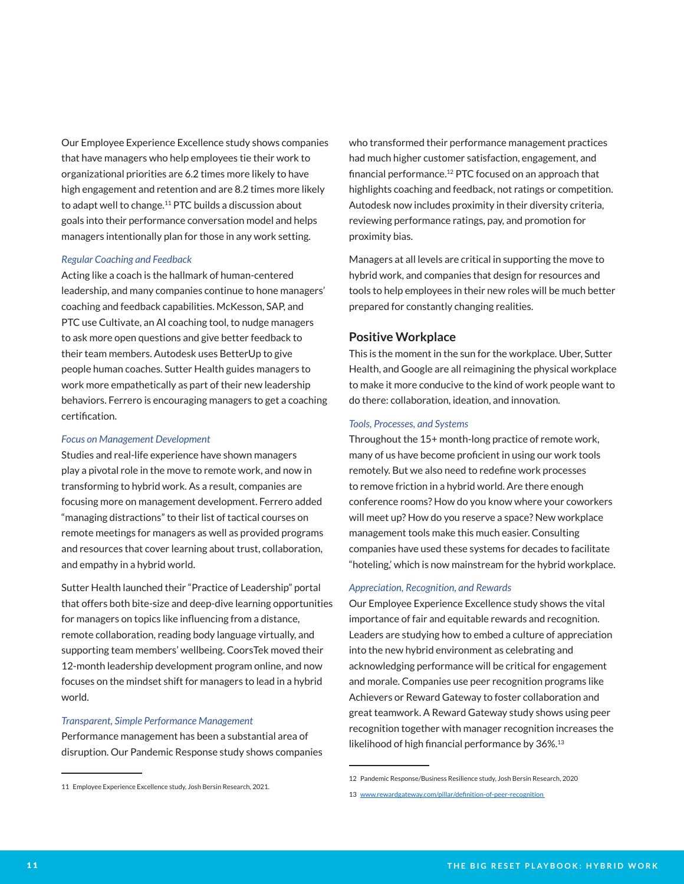Our Employee Experience Excellence study shows companies that have managers who help employees tie their work to organizational priorities are 6.2 times more likely to have high engagement and retention and are 8.2 times more likely to adapt well to change.[11] PTC builds a discussion about goals into their performance conversation model and helps managers intentionally plan for those in any work setting.

*Regular Coaching and Feedback*

Acting like a coach is the hallmark of human-centered leadership, and many companies continue to hone managers' coaching and feedback capabilities. McKesson, SAP, and PTC use Cultivate, an AI coaching tool, to nudge managers to ask more open questions and give better feedback to their team members. Autodesk uses BetterUp to give people human coaches. Sutter Health guides managers to work more empathetically as part of their new leadership behaviors. Ferrero is encouraging managers to get a coaching certification.

*Focus on Management Development*

Studies and real-life experience have shown managers play a pivotal role in the move to remote work, and now in transforming to hybrid work. As a result, companies are focusing more on management development. Ferrero added "managing distractions" to their list of tactical courses on remote meetings for managers as well as provided programs and resources that cover learning about trust, collaboration, and empathy in a hybrid world.

Sutter Health launched their "Practice of Leadership" portal that offers both bite-size and deep-dive learning opportunities for managers on topics like influencing from a distance, remote collaboration, reading body language virtually, and supporting team members' wellbeing. CoorsTek moved their 12-month leadership development program online, and now focuses on the mindset shift for managers to lead in a hybrid world.

*Transparent, Simple Performance Management*

Performance management has been a substantial area of disruption. Our Pandemic Response study shows companies who transformed their performance management practices had much higher customer satisfaction, engagement, and financial performance.[12] PTC focused on an approach that highlights coaching and feedback, not ratings or competition. Autodesk now includes proximity in their diversity criteria, reviewing performance ratings, pay, and promotion for proximity bias.

Managers at all levels are critical in supporting the move to hybrid work, and companies that design for resources and tools to help employees in their new roles will be much better prepared for constantly changing realities.

### Positive Workplace

This is the moment in the sun for the workplace. Uber, Sutter Health, and Google are all reimagining the physical workplace to make it more conducive to the kind of work people want to do there: collaboration, ideation, and innovation.

*Tools, Processes, and Systems*

Throughout the 15+ month-long practice of remote work, many of us have become proficient in using our work tools remotely. But we also need to redefine work processes to remove friction in a hybrid world. Are there enough conference rooms? How do you know where your coworkers will meet up? How do you reserve a space? New workplace management tools make this much easier. Consulting companies have used these systems for decades to facilitate "hoteling,' which is now mainstream for the hybrid workplace.

*Appreciation, Recognition, and Rewards*

Our Employee Experience Excellence study shows the vital importance of fair and equitable rewards and recognition. Leaders are studying how to embed a culture of appreciation into the new hybrid environment as celebrating and acknowledging performance will be critical for engagement and morale. Companies use peer recognition programs like Achievers or Reward Gateway to foster collaboration and great teamwork. A Reward Gateway study shows using peer recognition together with manager recognition increases the likelihood of high financial performance by 36%.[13]

---

11 Employee Experience Excellence study, Josh Bersin Research, 2021.

12 Pandemic Response/Business Resilience study, Josh Bersin Research, 2020

13 www.rewardgateway.com/pillar/definition-of-peer-recognition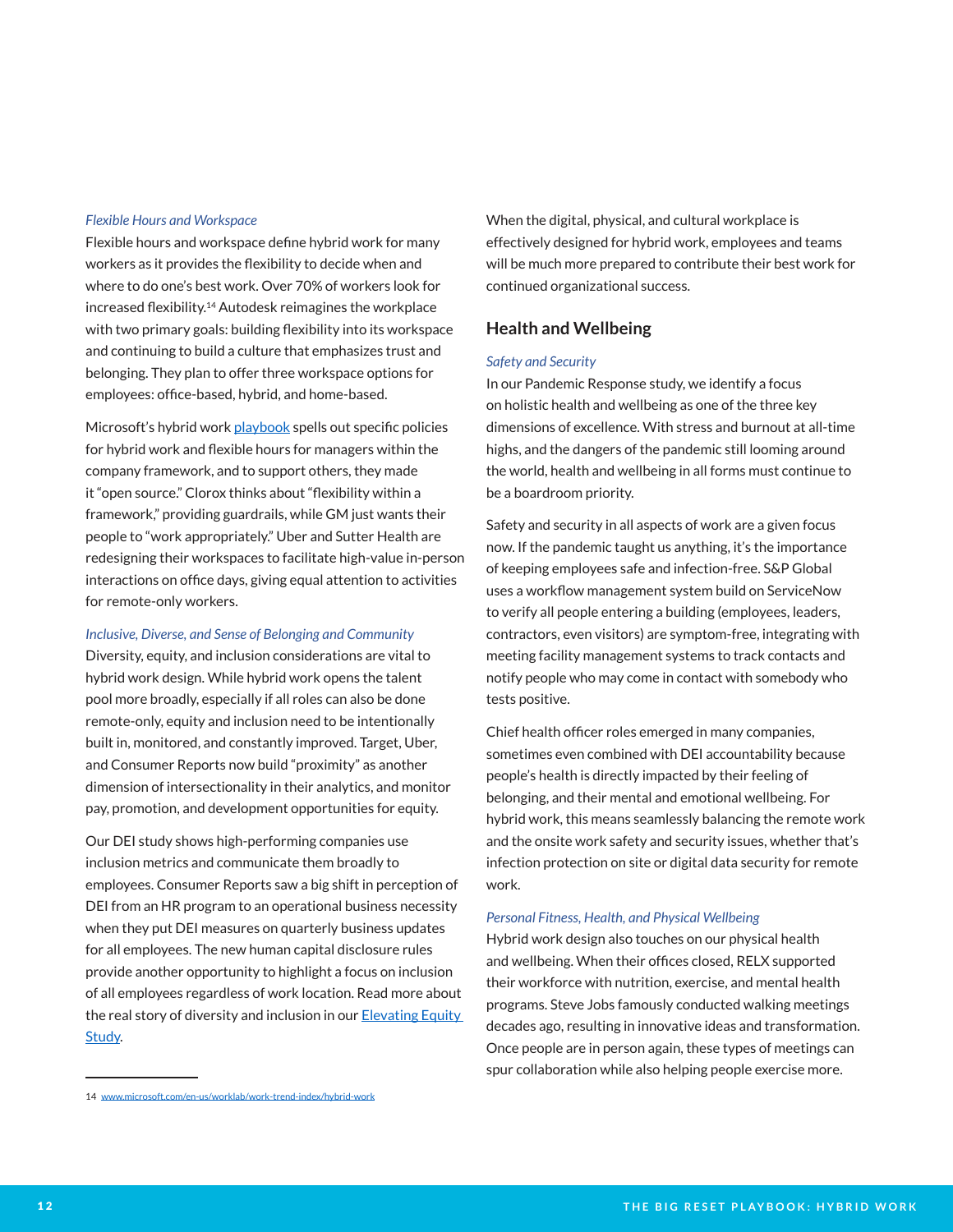*Flexible Hours and Workspace*

Flexible hours and workspace define hybrid work for many workers as it provides the flexibility to decide when and where to do one's best work. Over 70% of workers look for increased flexibility.[14] Autodesk reimagines the workplace with two primary goals: building flexibility into its workspace and continuing to build a culture that emphasizes trust and belonging. They plan to offer three workspace options for employees: office-based, hybrid, and home-based.

Microsoft's hybrid work [playbook](#) spells out specific policies for hybrid work and flexible hours for managers within the company framework, and to support others, they made it "open source." Clorox thinks about "flexibility within a framework," providing guardrails, while GM just wants their people to "work appropriately." Uber and Sutter Health are redesigning their workspaces to facilitate high-value in-person interactions on office days, giving equal attention to activities for remote-only workers.

*Inclusive, Diverse, and Sense of Belonging and Community*

Diversity, equity, and inclusion considerations are vital to hybrid work design. While hybrid work opens the talent pool more broadly, especially if all roles can also be done remote-only, equity and inclusion need to be intentionally built in, monitored, and constantly improved. Target, Uber, and Consumer Reports now build "proximity" as another dimension of intersectionality in their analytics, and monitor pay, promotion, and development opportunities for equity.

Our DEI study shows high-performing companies use inclusion metrics and communicate them broadly to employees. Consumer Reports saw a big shift in perception of DEI from an HR program to an operational business necessity when they put DEI measures on quarterly business updates for all employees. The new human capital disclosure rules provide another opportunity to highlight a focus on inclusion of all employees regardless of work location. Read more about the real story of diversity and inclusion in our [Elevating Equity Study](#).

When the digital, physical, and cultural workplace is effectively designed for hybrid work, employees and teams will be much more prepared to contribute their best work for continued organizational success.

## Health and Wellbeing

*Safety and Security*

In our Pandemic Response study, we identify a focus on holistic health and wellbeing as one of the three key dimensions of excellence. With stress and burnout at all-time highs, and the dangers of the pandemic still looming around the world, health and wellbeing in all forms must continue to be a boardroom priority.

Safety and security in all aspects of work are a given focus now. If the pandemic taught us anything, it's the importance of keeping employees safe and infection-free. S&P Global uses a workflow management system build on ServiceNow to verify all people entering a building (employees, leaders, contractors, even visitors) are symptom-free, integrating with meeting facility management systems to track contacts and notify people who may come in contact with somebody who tests positive.

Chief health officer roles emerged in many companies, sometimes even combined with DEI accountability because people's health is directly impacted by their feeling of belonging, and their mental and emotional wellbeing. For hybrid work, this means seamlessly balancing the remote work and the onsite work safety and security issues, whether that's infection protection on site or digital data security for remote work.

*Personal Fitness, Health, and Physical Wellbeing*

Hybrid work design also touches on our physical health and wellbeing. When their offices closed, RELX supported their workforce with nutrition, exercise, and mental health programs. Steve Jobs famously conducted walking meetings decades ago, resulting in innovative ideas and transformation. Once people are in person again, these types of meetings can spur collaboration while also helping people exercise more.

---

14 www.microsoft.com/en-us/worklab/work-trend-index/hybrid-work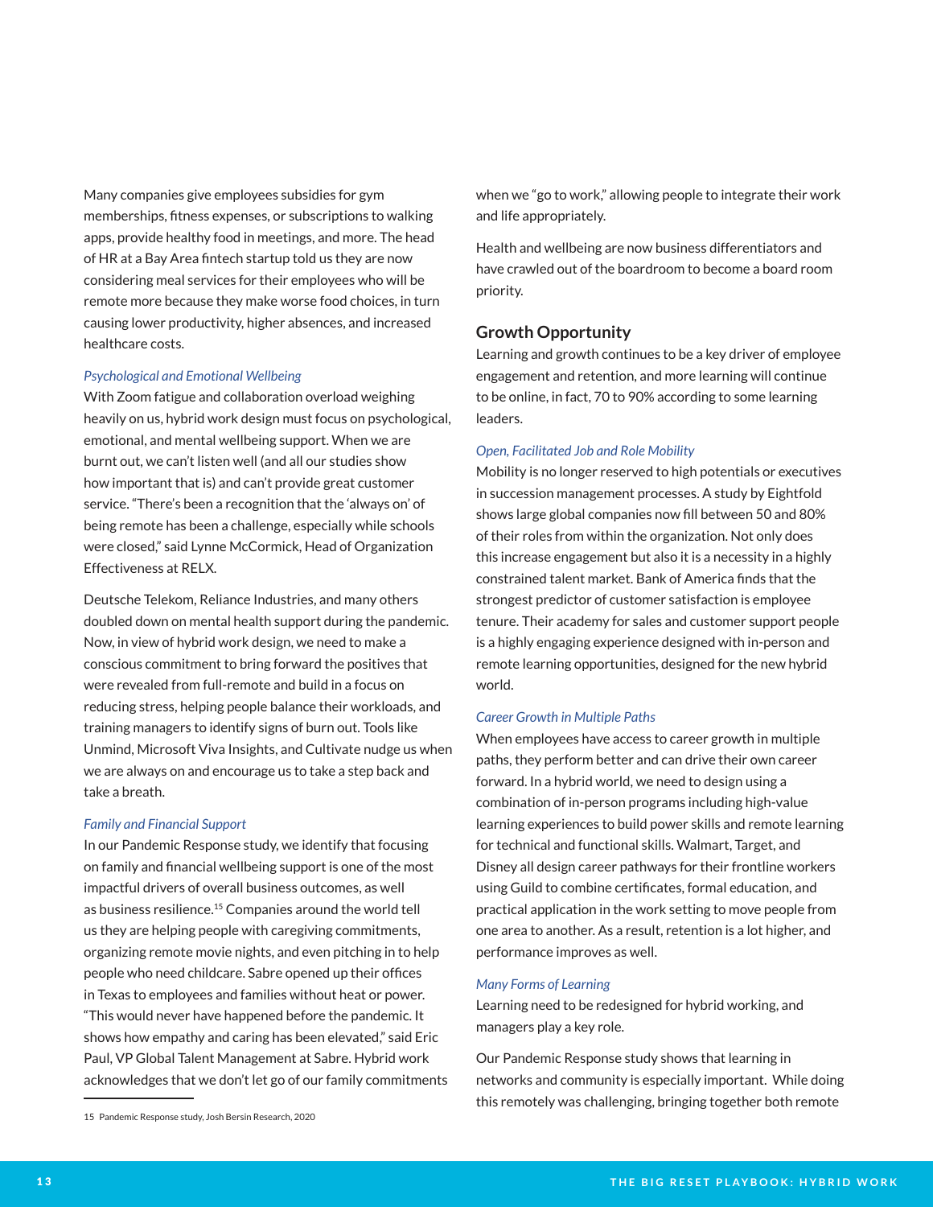Many companies give employees subsidies for gym memberships, fitness expenses, or subscriptions to walking apps, provide healthy food in meetings, and more. The head of HR at a Bay Area fintech startup told us they are now considering meal services for their employees who will be remote more because they make worse food choices, in turn causing lower productivity, higher absences, and increased healthcare costs.

*Psychological and Emotional Wellbeing*

With Zoom fatigue and collaboration overload weighing heavily on us, hybrid work design must focus on psychological, emotional, and mental wellbeing support. When we are burnt out, we can't listen well (and all our studies show how important that is) and can't provide great customer service. "There's been a recognition that the 'always on' of being remote has been a challenge, especially while schools were closed," said Lynne McCormick, Head of Organization Effectiveness at RELX.

Deutsche Telekom, Reliance Industries, and many others doubled down on mental health support during the pandemic. Now, in view of hybrid work design, we need to make a conscious commitment to bring forward the positives that were revealed from full-remote and build in a focus on reducing stress, helping people balance their workloads, and training managers to identify signs of burn out. Tools like Unmind, Microsoft Viva Insights, and Cultivate nudge us when we are always on and encourage us to take a step back and take a breath.

*Family and Financial Support*

In our Pandemic Response study, we identify that focusing on family and financial wellbeing support is one of the most impactful drivers of overall business outcomes, as well as business resilience.[15] Companies around the world tell us they are helping people with caregiving commitments, organizing remote movie nights, and even pitching in to help people who need childcare. Sabre opened up their offices in Texas to employees and families without heat or power. "This would never have happened before the pandemic. It shows how empathy and caring has been elevated," said Eric Paul, VP Global Talent Management at Sabre. Hybrid work acknowledges that we don't let go of our family commitments when we "go to work," allowing people to integrate their work and life appropriately.

Health and wellbeing are now business differentiators and have crawled out of the boardroom to become a board room priority.

## Growth Opportunity

Learning and growth continues to be a key driver of employee engagement and retention, and more learning will continue to be online, in fact, 70 to 90% according to some learning leaders.

*Open, Facilitated Job and Role Mobility*

Mobility is no longer reserved to high potentials or executives in succession management processes. A study by Eightfold shows large global companies now fill between 50 and 80% of their roles from within the organization. Not only does this increase engagement but also it is a necessity in a highly constrained talent market. Bank of America finds that the strongest predictor of customer satisfaction is employee tenure. Their academy for sales and customer support people is a highly engaging experience designed with in-person and remote learning opportunities, designed for the new hybrid world.

*Career Growth in Multiple Paths*

When employees have access to career growth in multiple paths, they perform better and can drive their own career forward. In a hybrid world, we need to design using a combination of in-person programs including high-value learning experiences to build power skills and remote learning for technical and functional skills. Walmart, Target, and Disney all design career pathways for their frontline workers using Guild to combine certificates, formal education, and practical application in the work setting to move people from one area to another. As a result, retention is a lot higher, and performance improves as well.

*Many Forms of Learning*

Learning need to be redesigned for hybrid working, and managers play a key role.

Our Pandemic Response study shows that learning in networks and community is especially important. While doing this remotely was challenging, bringing together both remote

---

15 Pandemic Response study, Josh Bersin Research, 2020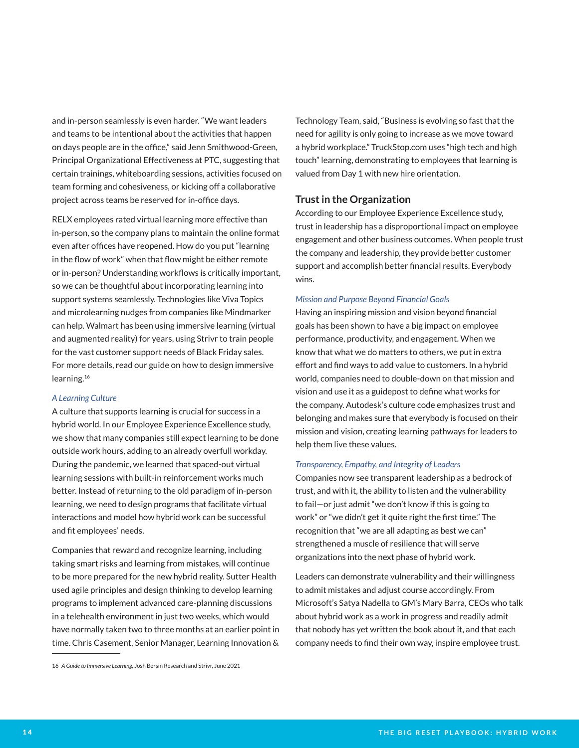and in-person seamlessly is even harder. "We want leaders and teams to be intentional about the activities that happen on days people are in the office," said Jenn Smithwood-Green, Principal Organizational Effectiveness at PTC, suggesting that certain trainings, whiteboarding sessions, activities focused on team forming and cohesiveness, or kicking off a collaborative project across teams be reserved for in-office days.

RELX employees rated virtual learning more effective than in-person, so the company plans to maintain the online format even after offices have reopened. How do you put "learning in the flow of work" when that flow might be either remote or in-person? Understanding workflows is critically important, so we can be thoughtful about incorporating learning into support systems seamlessly. Technologies like Viva Topics and microlearning nudges from companies like Mindmarker can help. Walmart has been using immersive learning (virtual and augmented reality) for years, using Strivr to train people for the vast customer support needs of Black Friday sales. For more details, read our guide on how to design immersive learning.[16]

*A Learning Culture*

A culture that supports learning is crucial for success in a hybrid world. In our Employee Experience Excellence study, we show that many companies still expect learning to be done outside work hours, adding to an already overfull workday. During the pandemic, we learned that spaced-out virtual learning sessions with built-in reinforcement works much better. Instead of returning to the old paradigm of in-person learning, we need to design programs that facilitate virtual interactions and model how hybrid work can be successful and fit employees' needs.

Companies that reward and recognize learning, including taking smart risks and learning from mistakes, will continue to be more prepared for the new hybrid reality. Sutter Health used agile principles and design thinking to develop learning programs to implement advanced care-planning discussions in a telehealth environment in just two weeks, which would have normally taken two to three months at an earlier point in time. Chris Casement, Senior Manager, Learning Innovation & Technology Team, said, "Business is evolving so fast that the need for agility is only going to increase as we move toward a hybrid workplace." TruckStop.com uses "high tech and high touch" learning, demonstrating to employees that learning is valued from Day 1 with new hire orientation.

## Trust in the Organization

According to our Employee Experience Excellence study, trust in leadership has a disproportional impact on employee engagement and other business outcomes. When people trust the company and leadership, they provide better customer support and accomplish better financial results. Everybody wins.

*Mission and Purpose Beyond Financial Goals*

Having an inspiring mission and vision beyond financial goals has been shown to have a big impact on employee performance, productivity, and engagement. When we know that what we do matters to others, we put in extra effort and find ways to add value to customers. In a hybrid world, companies need to double-down on that mission and vision and use it as a guidepost to define what works for the company. Autodesk's culture code emphasizes trust and belonging and makes sure that everybody is focused on their mission and vision, creating learning pathways for leaders to help them live these values.

*Transparency, Empathy, and Integrity of Leaders*

Companies now see transparent leadership as a bedrock of trust, and with it, the ability to listen and the vulnerability to fail—or just admit "we don't know if this is going to work" or "we didn't get it quite right the first time." The recognition that "we are all adapting as best we can" strengthened a muscle of resilience that will serve organizations into the next phase of hybrid work.

Leaders can demonstrate vulnerability and their willingness to admit mistakes and adjust course accordingly. From Microsoft's Satya Nadella to GM's Mary Barra, CEOs who talk about hybrid work as a work in progress and readily admit that nobody has yet written the book about it, and that each company needs to find their own way, inspire employee trust.

---

16 *A Guide to Immersive Learning*, Josh Bersin Research and Strivr, June 2021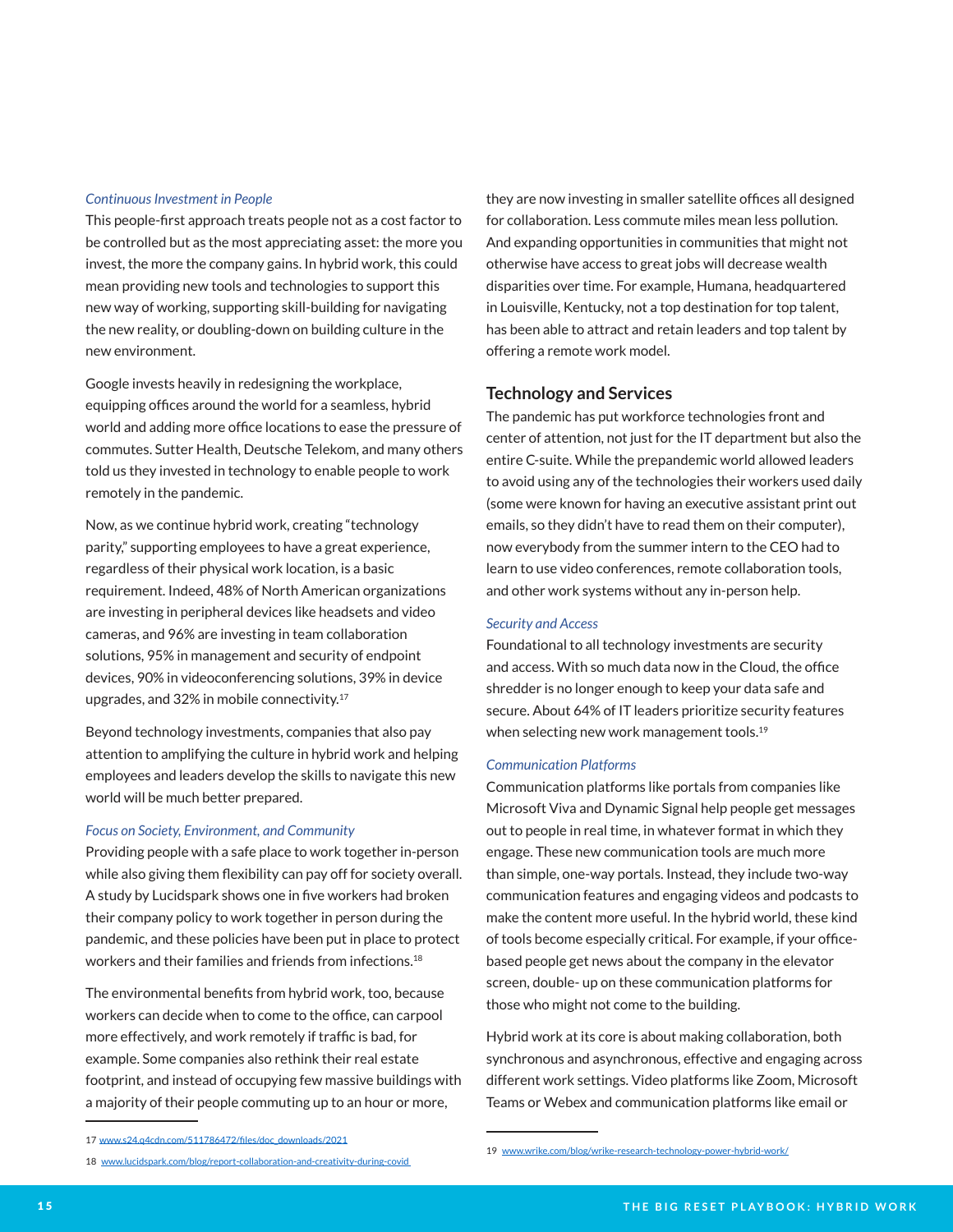*Continuous Investment in People*

This people-first approach treats people not as a cost factor to be controlled but as the most appreciating asset: the more you invest, the more the company gains. In hybrid work, this could mean providing new tools and technologies to support this new way of working, supporting skill-building for navigating the new reality, or doubling-down on building culture in the new environment.

Google invests heavily in redesigning the workplace, equipping offices around the world for a seamless, hybrid world and adding more office locations to ease the pressure of commutes. Sutter Health, Deutsche Telekom, and many others told us they invested in technology to enable people to work remotely in the pandemic.

Now, as we continue hybrid work, creating "technology parity," supporting employees to have a great experience, regardless of their physical work location, is a basic requirement. Indeed, 48% of North American organizations are investing in peripheral devices like headsets and video cameras, and 96% are investing in team collaboration solutions, 95% in management and security of endpoint devices, 90% in videoconferencing solutions, 39% in device upgrades, and 32% in mobile connectivity.[17]

Beyond technology investments, companies that also pay attention to amplifying the culture in hybrid work and helping employees and leaders develop the skills to navigate this new world will be much better prepared.

*Focus on Society, Environment, and Community*

Providing people with a safe place to work together in-person while also giving them flexibility can pay off for society overall. A study by Lucidspark shows one in five workers had broken their company policy to work together in person during the pandemic, and these policies have been put in place to protect workers and their families and friends from infections.[18]

The environmental benefits from hybrid work, too, because workers can decide when to come to the office, can carpool more effectively, and work remotely if traffic is bad, for example. Some companies also rethink their real estate footprint, and instead of occupying few massive buildings with a majority of their people commuting up to an hour or more, they are now investing in smaller satellite offices all designed for collaboration. Less commute miles mean less pollution. And expanding opportunities in communities that might not otherwise have access to great jobs will decrease wealth disparities over time. For example, Humana, headquartered in Louisville, Kentucky, not a top destination for top talent, has been able to attract and retain leaders and top talent by offering a remote work model.

## Technology and Services

The pandemic has put workforce technologies front and center of attention, not just for the IT department but also the entire C-suite. While the prepandemic world allowed leaders to avoid using any of the technologies their workers used daily (some were known for having an executive assistant print out emails, so they didn't have to read them on their computer), now everybody from the summer intern to the CEO had to learn to use video conferences, remote collaboration tools, and other work systems without any in-person help.

*Security and Access*

Foundational to all technology investments are security and access. With so much data now in the Cloud, the office shredder is no longer enough to keep your data safe and secure. About 64% of IT leaders prioritize security features when selecting new work management tools.[19]

*Communication Platforms*

Communication platforms like portals from companies like Microsoft Viva and Dynamic Signal help people get messages out to people in real time, in whatever format in which they engage. These new communication tools are much more than simple, one-way portals. Instead, they include two-way communication features and engaging videos and podcasts to make the content more useful. In the hybrid world, these kind of tools become especially critical. For example, if your office-based people get news about the company in the elevator screen, double- up on these communication platforms for those who might not come to the building.

Hybrid work at its core is about making collaboration, both synchronous and asynchronous, effective and engaging across different work settings. Video platforms like Zoom, Microsoft Teams or Webex and communication platforms like email or

---

17 www.s24.q4cdn.com/511786472/files/doc_downloads/2021

18 www.lucidspark.com/blog/report-collaboration-and-creativity-during-covid

19 www.wrike.com/blog/wrike-research-technology-power-hybrid-work/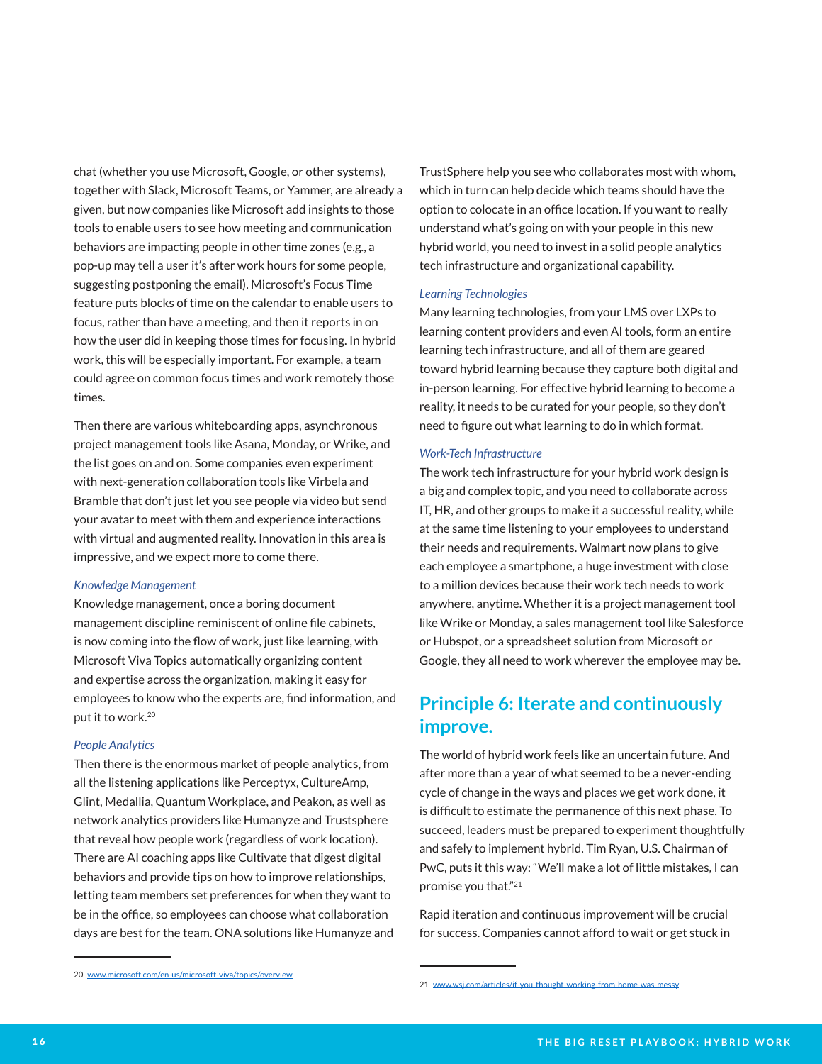chat (whether you use Microsoft, Google, or other systems), together with Slack, Microsoft Teams, or Yammer, are already a given, but now companies like Microsoft add insights to those tools to enable users to see how meeting and communication behaviors are impacting people in other time zones (e.g., a pop-up may tell a user it's after work hours for some people, suggesting postponing the email). Microsoft's Focus Time feature puts blocks of time on the calendar to enable users to focus, rather than have a meeting, and then it reports in on how the user did in keeping those times for focusing. In hybrid work, this will be especially important. For example, a team could agree on common focus times and work remotely those times.

Then there are various whiteboarding apps, asynchronous project management tools like Asana, Monday, or Wrike, and the list goes on and on. Some companies even experiment with next-generation collaboration tools like Virbela and Bramble that don't just let you see people via video but send your avatar to meet with them and experience interactions with virtual and augmented reality. Innovation in this area is impressive, and we expect more to come there.

*Knowledge Management*

Knowledge management, once a boring document management discipline reminiscent of online file cabinets, is now coming into the flow of work, just like learning, with Microsoft Viva Topics automatically organizing content and expertise across the organization, making it easy for employees to know who the experts are, find information, and put it to work.[20]

*People Analytics*

Then there is the enormous market of people analytics, from all the listening applications like Perceptyx, CultureAmp, Glint, Medallia, Quantum Workplace, and Peakon, as well as network analytics providers like Humanyze and Trustsphere that reveal how people work (regardless of work location). There are AI coaching apps like Cultivate that digest digital behaviors and provide tips on how to improve relationships, letting team members set preferences for when they want to be in the office, so employees can choose what collaboration days are best for the team. ONA solutions like Humanyze and TrustSphere help you see who collaborates most with whom, which in turn can help decide which teams should have the option to colocate in an office location. If you want to really understand what's going on with your people in this new hybrid world, you need to invest in a solid people analytics tech infrastructure and organizational capability.

*Learning Technologies*

Many learning technologies, from your LMS over LXPs to learning content providers and even AI tools, form an entire learning tech infrastructure, and all of them are geared toward hybrid learning because they capture both digital and in-person learning. For effective hybrid learning to become a reality, it needs to be curated for your people, so they don't need to figure out what learning to do in which format.

*Work-Tech Infrastructure*

The work tech infrastructure for your hybrid work design is a big and complex topic, and you need to collaborate across IT, HR, and other groups to make it a successful reality, while at the same time listening to your employees to understand their needs and requirements. Walmart now plans to give each employee a smartphone, a huge investment with close to a million devices because their work tech needs to work anywhere, anytime. Whether it is a project management tool like Wrike or Monday, a sales management tool like Salesforce or Hubspot, or a spreadsheet solution from Microsoft or Google, they all need to work wherever the employee may be.

## Principle 6: Iterate and continuously improve.

The world of hybrid work feels like an uncertain future. And after more than a year of what seemed to be a never-ending cycle of change in the ways and places we get work done, it is difficult to estimate the permanence of this next phase. To succeed, leaders must be prepared to experiment thoughtfully and safely to implement hybrid. Tim Ryan, U.S. Chairman of PwC, puts it this way: "We'll make a lot of little mistakes, I can promise you that."[21]

Rapid iteration and continuous improvement will be crucial for success. Companies cannot afford to wait or get stuck in

---

20 www.microsoft.com/en-us/microsoft-viva/topics/overview

21 www.wsj.com/articles/if-you-thought-working-from-home-was-messy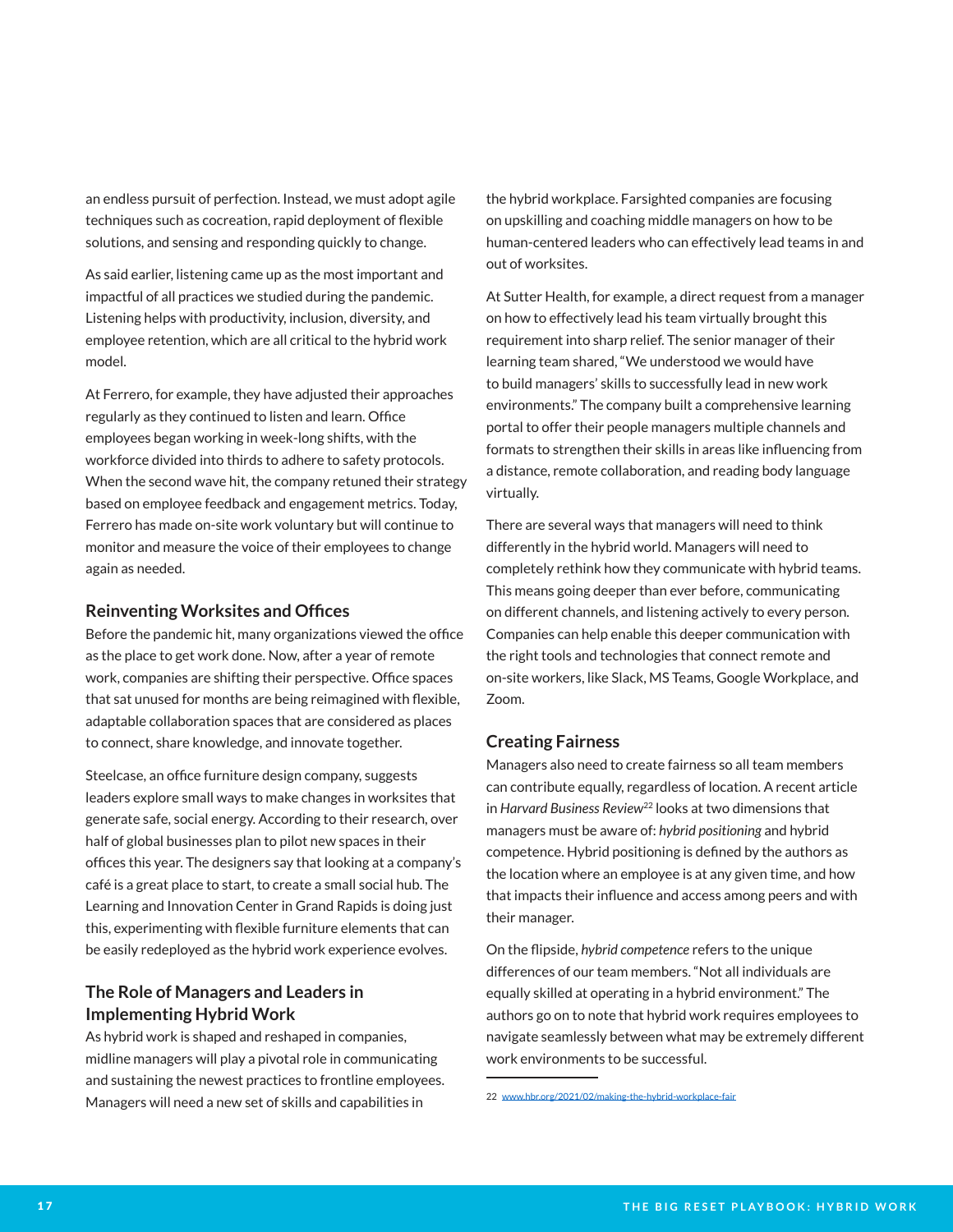an endless pursuit of perfection. Instead, we must adopt agile techniques such as cocreation, rapid deployment of flexible solutions, and sensing and responding quickly to change.

As said earlier, listening came up as the most important and impactful of all practices we studied during the pandemic. Listening helps with productivity, inclusion, diversity, and employee retention, which are all critical to the hybrid work model.

At Ferrero, for example, they have adjusted their approaches regularly as they continued to listen and learn. Office employees began working in week-long shifts, with the workforce divided into thirds to adhere to safety protocols. When the second wave hit, the company retuned their strategy based on employee feedback and engagement metrics. Today, Ferrero has made on-site work voluntary but will continue to monitor and measure the voice of their employees to change again as needed.

### Reinventing Worksites and Offices

Before the pandemic hit, many organizations viewed the office as the place to get work done. Now, after a year of remote work, companies are shifting their perspective. Office spaces that sat unused for months are being reimagined with flexible, adaptable collaboration spaces that are considered as places to connect, share knowledge, and innovate together.

Steelcase, an office furniture design company, suggests leaders explore small ways to make changes in worksites that generate safe, social energy. According to their research, over half of global businesses plan to pilot new spaces in their offices this year. The designers say that looking at a company's café is a great place to start, to create a small social hub. The Learning and Innovation Center in Grand Rapids is doing just this, experimenting with flexible furniture elements that can be easily redeployed as the hybrid work experience evolves.

### The Role of Managers and Leaders in Implementing Hybrid Work

As hybrid work is shaped and reshaped in companies, midline managers will play a pivotal role in communicating and sustaining the newest practices to frontline employees. Managers will need a new set of skills and capabilities in the hybrid workplace. Farsighted companies are focusing on upskilling and coaching middle managers on how to be human-centered leaders who can effectively lead teams in and out of worksites.

At Sutter Health, for example, a direct request from a manager on how to effectively lead his team virtually brought this requirement into sharp relief. The senior manager of their learning team shared, "We understood we would have to build managers' skills to successfully lead in new work environments." The company built a comprehensive learning portal to offer their people managers multiple channels and formats to strengthen their skills in areas like influencing from a distance, remote collaboration, and reading body language virtually.

There are several ways that managers will need to think differently in the hybrid world. Managers will need to completely rethink how they communicate with hybrid teams. This means going deeper than ever before, communicating on different channels, and listening actively to every person. Companies can help enable this deeper communication with the right tools and technologies that connect remote and on-site workers, like Slack, MS Teams, Google Workplace, and Zoom.

### Creating Fairness

Managers also need to create fairness so all team members can contribute equally, regardless of location. A recent article in *Harvard Business Review*[22] looks at two dimensions that managers must be aware of: *hybrid positioning* and hybrid competence. Hybrid positioning is defined by the authors as the location where an employee is at any given time, and how that impacts their influence and access among peers and with their manager.

On the flipside, *hybrid competence* refers to the unique differences of our team members. "Not all individuals are equally skilled at operating in a hybrid environment." The authors go on to note that hybrid work requires employees to navigate seamlessly between what may be extremely different work environments to be successful.

---

22 www.hbr.org/2021/02/making-the-hybrid-workplace-fair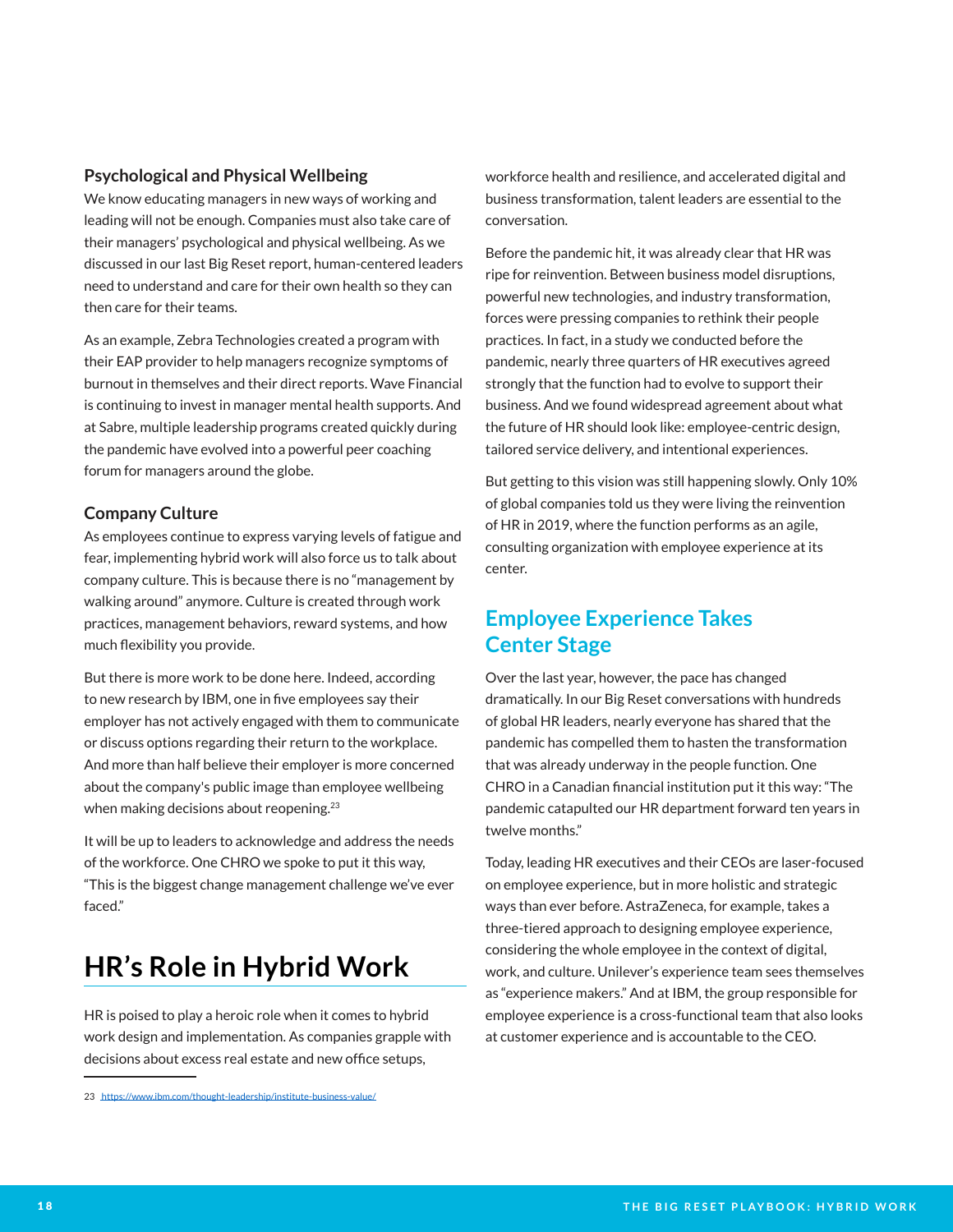### Psychological and Physical Wellbeing

We know educating managers in new ways of working and leading will not be enough. Companies must also take care of their managers' psychological and physical wellbeing. As we discussed in our last Big Reset report, human-centered leaders need to understand and care for their own health so they can then care for their teams.

As an example, Zebra Technologies created a program with their EAP provider to help managers recognize symptoms of burnout in themselves and their direct reports. Wave Financial is continuing to invest in manager mental health supports. And at Sabre, multiple leadership programs created quickly during the pandemic have evolved into a powerful peer coaching forum for managers around the globe.

### Company Culture

As employees continue to express varying levels of fatigue and fear, implementing hybrid work will also force us to talk about company culture. This is because there is no "management by walking around" anymore. Culture is created through work practices, management behaviors, reward systems, and how much flexibility you provide.

But there is more work to be done here. Indeed, according to new research by IBM, one in five employees say their employer has not actively engaged with them to communicate or discuss options regarding their return to the workplace. And more than half believe their employer is more concerned about the company's public image than employee wellbeing when making decisions about reopening.[23]

It will be up to leaders to acknowledge and address the needs of the workforce. One CHRO we spoke to put it this way, "This is the biggest change management challenge we've ever faced."

# HR's Role in Hybrid Work

HR is poised to play a heroic role when it comes to hybrid work design and implementation. As companies grapple with decisions about excess real estate and new office setups, workforce health and resilience, and accelerated digital and business transformation, talent leaders are essential to the conversation.

Before the pandemic hit, it was already clear that HR was ripe for reinvention. Between business model disruptions, powerful new technologies, and industry transformation, forces were pressing companies to rethink their people practices. In fact, in a study we conducted before the pandemic, nearly three quarters of HR executives agreed strongly that the function had to evolve to support their business. And we found widespread agreement about what the future of HR should look like: employee-centric design, tailored service delivery, and intentional experiences.

But getting to this vision was still happening slowly. Only 10% of global companies told us they were living the reinvention of HR in 2019, where the function performs as an agile, consulting organization with employee experience at its center.

## Employee Experience Takes Center Stage

Over the last year, however, the pace has changed dramatically. In our Big Reset conversations with hundreds of global HR leaders, nearly everyone has shared that the pandemic has compelled them to hasten the transformation that was already underway in the people function. One CHRO in a Canadian financial institution put it this way: "The pandemic catapulted our HR department forward ten years in twelve months."

Today, leading HR executives and their CEOs are laser-focused on employee experience, but in more holistic and strategic ways than ever before. AstraZeneca, for example, takes a three-tiered approach to designing employee experience, considering the whole employee in the context of digital, work, and culture. Unilever's experience team sees themselves as "experience makers." And at IBM, the group responsible for employee experience is a cross-functional team that also looks at customer experience and is accountable to the CEO.

---

23 https://www.ibm.com/thought-leadership/institute-business-value/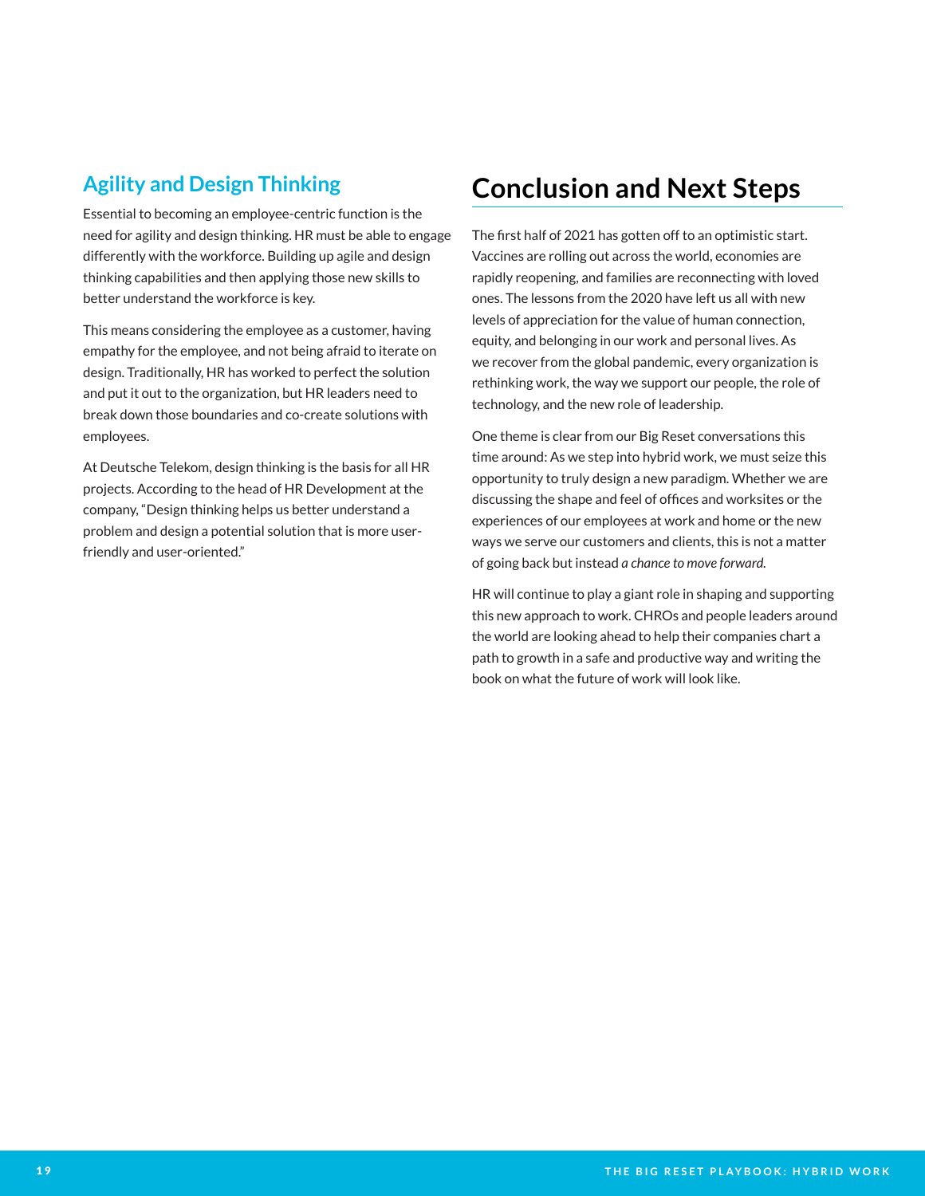### Agility and Design Thinking

Essential to becoming an employee-centric function is the need for agility and design thinking. HR must be able to engage differently with the workforce. Building up agile and design thinking capabilities and then applying those new skills to better understand the workforce is key.

This means considering the employee as a customer, having empathy for the employee, and not being afraid to iterate on design. Traditionally, HR has worked to perfect the solution and put it out to the organization, but HR leaders need to break down those boundaries and co-create solutions with employees.

At Deutsche Telekom, design thinking is the basis for all HR projects. According to the head of HR Development at the company, "Design thinking helps us better understand a problem and design a potential solution that is more user-friendly and user-oriented."

## Conclusion and Next Steps

The first half of 2021 has gotten off to an optimistic start. Vaccines are rolling out across the world, economies are rapidly reopening, and families are reconnecting with loved ones. The lessons from the 2020 have left us all with new levels of appreciation for the value of human connection, equity, and belonging in our work and personal lives. As we recover from the global pandemic, every organization is rethinking work, the way we support our people, the role of technology, and the new role of leadership.

One theme is clear from our Big Reset conversations this time around: As we step into hybrid work, we must seize this opportunity to truly design a new paradigm. Whether we are discussing the shape and feel of offices and worksites or the experiences of our employees at work and home or the new ways we serve our customers and clients, this is not a matter of going back but instead *a chance to move forward.*

HR will continue to play a giant role in shaping and supporting this new approach to work. CHROs and people leaders around the world are looking ahead to help their companies chart a path to growth in a safe and productive way and writing the book on what the future of work will look like.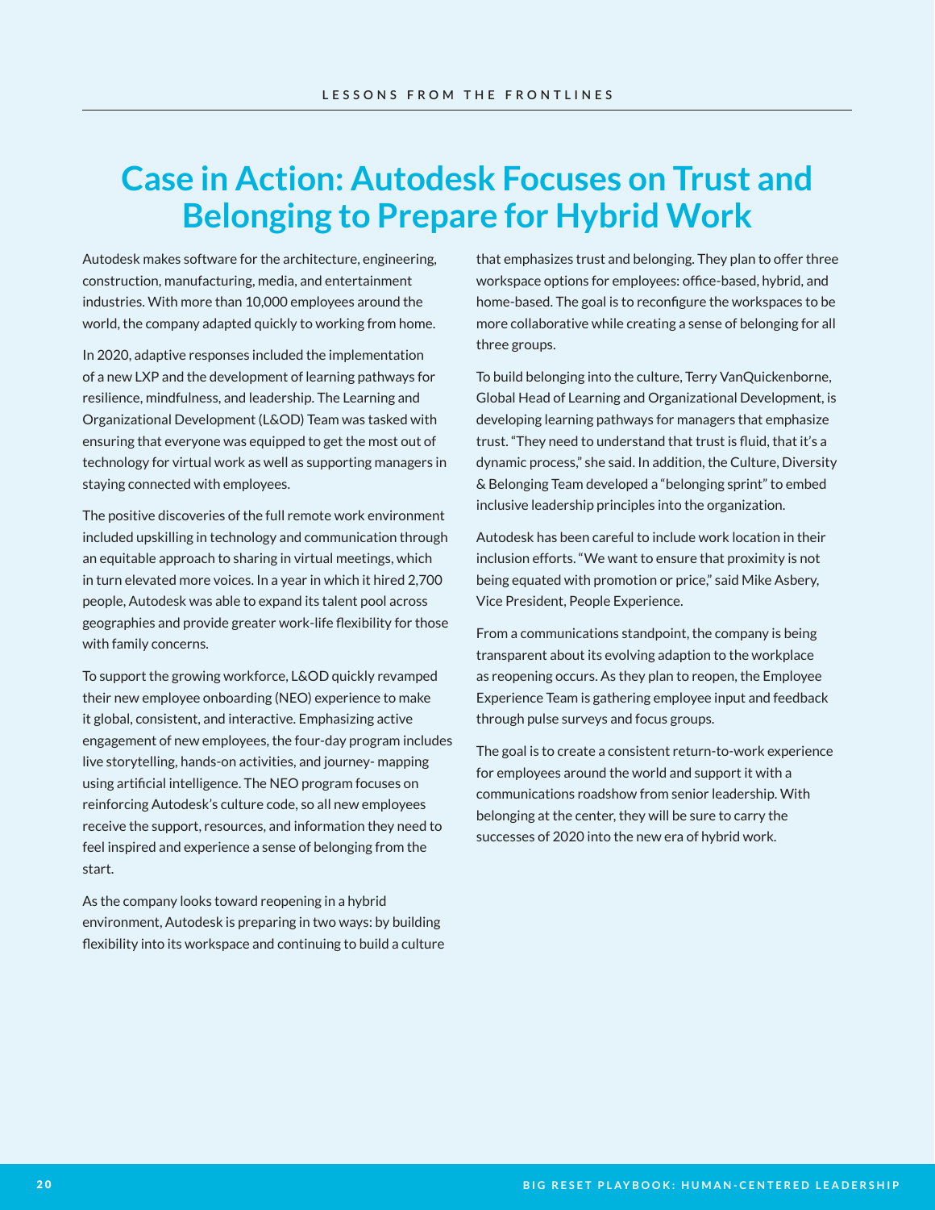# Case in Action: Autodesk Focuses on Trust and Belonging to Prepare for Hybrid Work

Autodesk makes software for the architecture, engineering, construction, manufacturing, media, and entertainment industries. With more than 10,000 employees around the world, the company adapted quickly to working from home.

In 2020, adaptive responses included the implementation of a new LXP and the development of learning pathways for resilience, mindfulness, and leadership. The Learning and Organizational Development (L&OD) Team was tasked with ensuring that everyone was equipped to get the most out of technology for virtual work as well as supporting managers in staying connected with employees.

The positive discoveries of the full remote work environment included upskilling in technology and communication through an equitable approach to sharing in virtual meetings, which in turn elevated more voices. In a year in which it hired 2,700 people, Autodesk was able to expand its talent pool across geographies and provide greater work-life flexibility for those with family concerns.

To support the growing workforce, L&OD quickly revamped their new employee onboarding (NEO) experience to make it global, consistent, and interactive. Emphasizing active engagement of new employees, the four-day program includes live storytelling, hands-on activities, and journey- mapping using artificial intelligence. The NEO program focuses on reinforcing Autodesk's culture code, so all new employees receive the support, resources, and information they need to feel inspired and experience a sense of belonging from the start.

As the company looks toward reopening in a hybrid environment, Autodesk is preparing in two ways: by building flexibility into its workspace and continuing to build a culture that emphasizes trust and belonging. They plan to offer three workspace options for employees: office-based, hybrid, and home-based. The goal is to reconfigure the workspaces to be more collaborative while creating a sense of belonging for all three groups.

To build belonging into the culture, Terry VanQuickenborne, Global Head of Learning and Organizational Development, is developing learning pathways for managers that emphasize trust. "They need to understand that trust is fluid, that it's a dynamic process," she said. In addition, the Culture, Diversity & Belonging Team developed a "belonging sprint" to embed inclusive leadership principles into the organization.

Autodesk has been careful to include work location in their inclusion efforts. "We want to ensure that proximity is not being equated with promotion or price," said Mike Asbery, Vice President, People Experience.

From a communications standpoint, the company is being transparent about its evolving adaption to the workplace as reopening occurs. As they plan to reopen, the Employee Experience Team is gathering employee input and feedback through pulse surveys and focus groups.

The goal is to create a consistent return-to-work experience for employees around the world and support it with a communications roadshow from senior leadership. With belonging at the center, they will be sure to carry the successes of 2020 into the new era of hybrid work.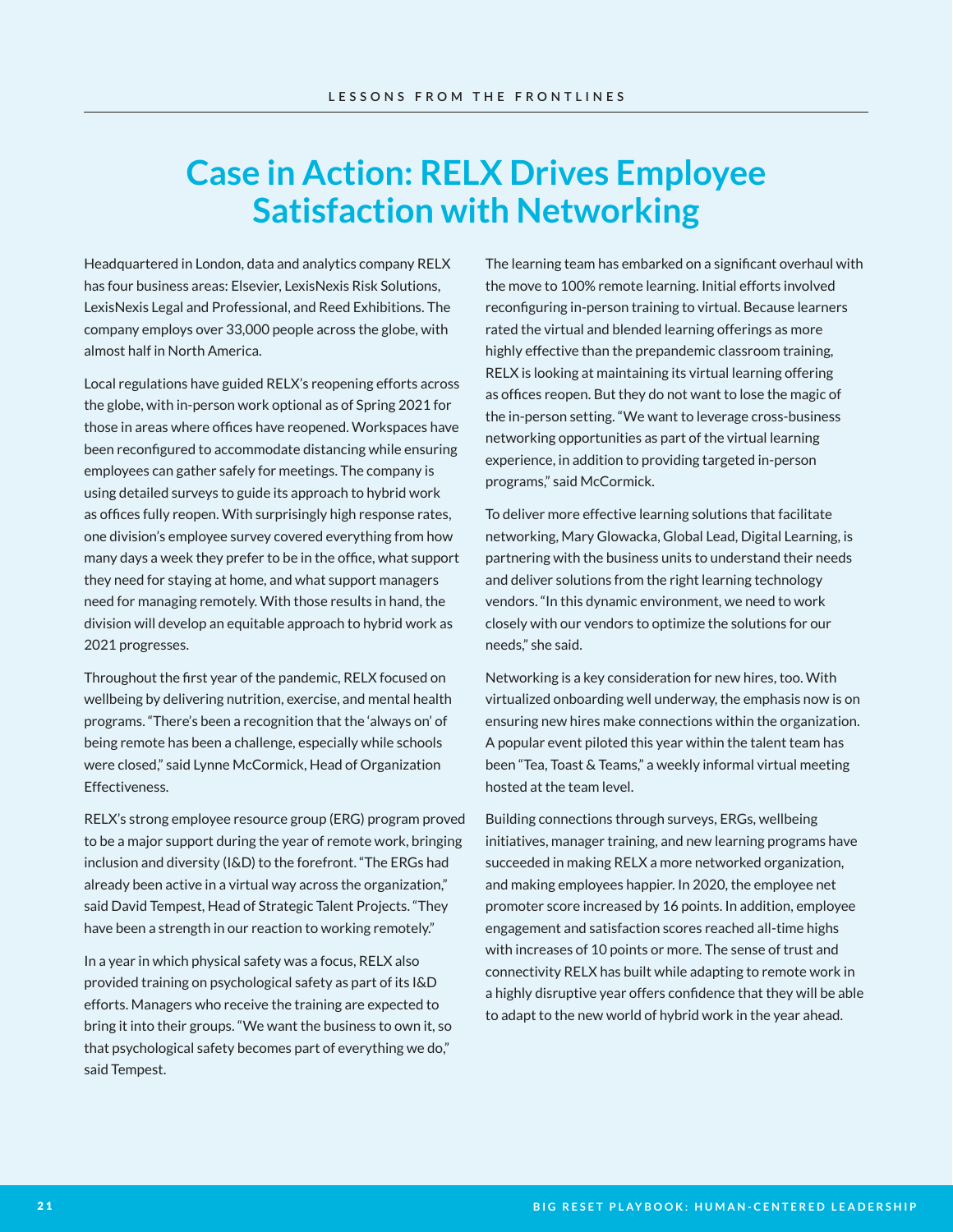# Case in Action: RELX Drives Employee Satisfaction with Networking

Headquartered in London, data and analytics company RELX has four business areas: Elsevier, LexisNexis Risk Solutions, LexisNexis Legal and Professional, and Reed Exhibitions. The company employs over 33,000 people across the globe, with almost half in North America.

Local regulations have guided RELX's reopening efforts across the globe, with in-person work optional as of Spring 2021 for those in areas where offices have reopened. Workspaces have been reconfigured to accommodate distancing while ensuring employees can gather safely for meetings. The company is using detailed surveys to guide its approach to hybrid work as offices fully reopen. With surprisingly high response rates, one division's employee survey covered everything from how many days a week they prefer to be in the office, what support they need for staying at home, and what support managers need for managing remotely. With those results in hand, the division will develop an equitable approach to hybrid work as 2021 progresses.

Throughout the first year of the pandemic, RELX focused on wellbeing by delivering nutrition, exercise, and mental health programs. "There's been a recognition that the 'always on' of being remote has been a challenge, especially while schools were closed," said Lynne McCormick, Head of Organization Effectiveness.

RELX's strong employee resource group (ERG) program proved to be a major support during the year of remote work, bringing inclusion and diversity (I&D) to the forefront. "The ERGs had already been active in a virtual way across the organization," said David Tempest, Head of Strategic Talent Projects. "They have been a strength in our reaction to working remotely."

In a year in which physical safety was a focus, RELX also provided training on psychological safety as part of its I&D efforts. Managers who receive the training are expected to bring it into their groups. "We want the business to own it, so that psychological safety becomes part of everything we do," said Tempest.

The learning team has embarked on a significant overhaul with the move to 100% remote learning. Initial efforts involved reconfiguring in-person training to virtual. Because learners rated the virtual and blended learning offerings as more highly effective than the prepandemic classroom training, RELX is looking at maintaining its virtual learning offering as offices reopen. But they do not want to lose the magic of the in-person setting. "We want to leverage cross-business networking opportunities as part of the virtual learning experience, in addition to providing targeted in-person programs," said McCormick.

To deliver more effective learning solutions that facilitate networking, Mary Glowacka, Global Lead, Digital Learning, is partnering with the business units to understand their needs and deliver solutions from the right learning technology vendors. "In this dynamic environment, we need to work closely with our vendors to optimize the solutions for our needs," she said.

Networking is a key consideration for new hires, too. With virtualized onboarding well underway, the emphasis now is on ensuring new hires make connections within the organization. A popular event piloted this year within the talent team has been "Tea, Toast & Teams," a weekly informal virtual meeting hosted at the team level.

Building connections through surveys, ERGs, wellbeing initiatives, manager training, and new learning programs have succeeded in making RELX a more networked organization, and making employees happier. In 2020, the employee net promoter score increased by 16 points. In addition, employee engagement and satisfaction scores reached all-time highs with increases of 10 points or more. The sense of trust and connectivity RELX has built while adapting to remote work in a highly disruptive year offers confidence that they will be able to adapt to the new world of hybrid work in the year ahead.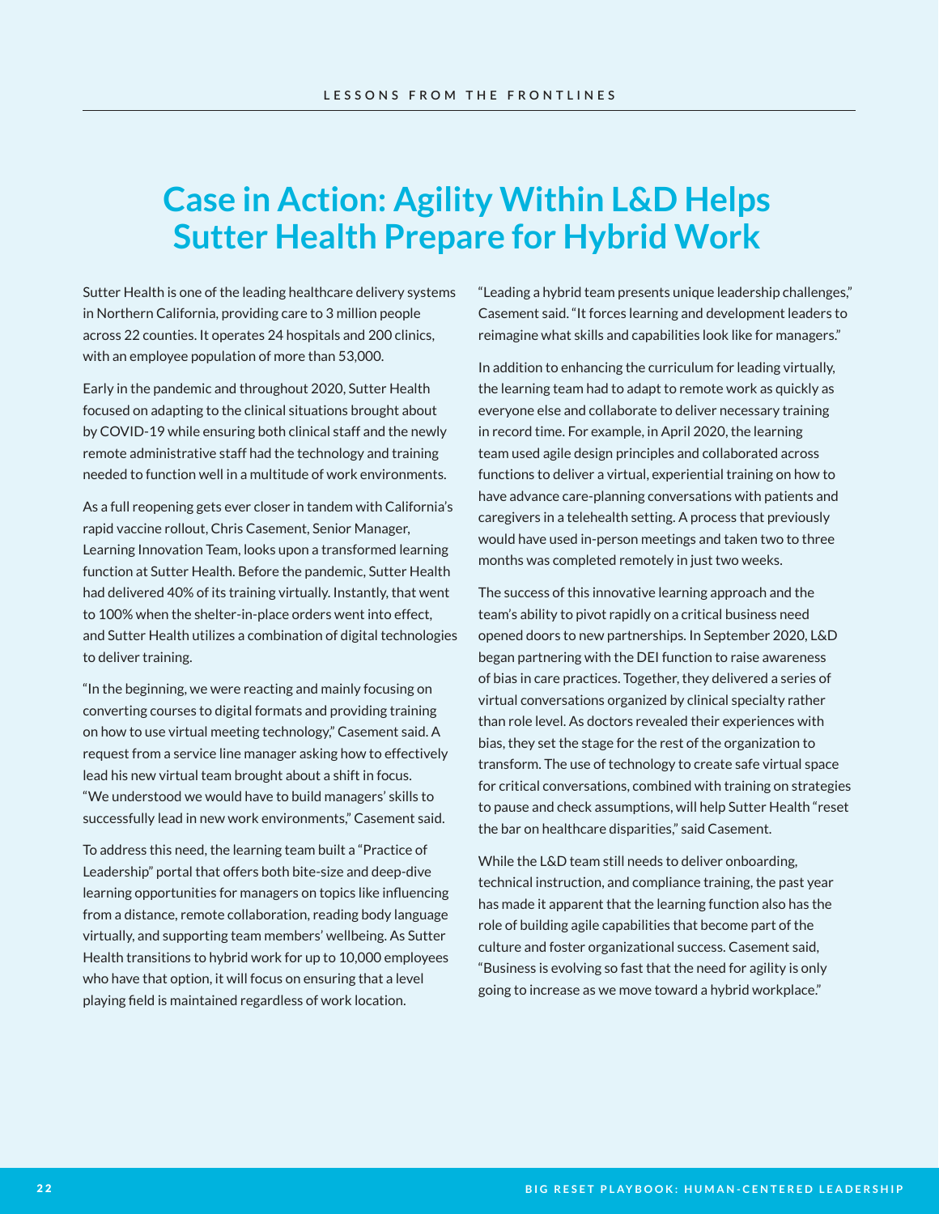# Case in Action: Agility Within L&D Helps Sutter Health Prepare for Hybrid Work

Sutter Health is one of the leading healthcare delivery systems in Northern California, providing care to 3 million people across 22 counties. It operates 24 hospitals and 200 clinics, with an employee population of more than 53,000.

Early in the pandemic and throughout 2020, Sutter Health focused on adapting to the clinical situations brought about by COVID-19 while ensuring both clinical staff and the newly remote administrative staff had the technology and training needed to function well in a multitude of work environments.

As a full reopening gets ever closer in tandem with California's rapid vaccine rollout, Chris Casement, Senior Manager, Learning Innovation Team, looks upon a transformed learning function at Sutter Health. Before the pandemic, Sutter Health had delivered 40% of its training virtually. Instantly, that went to 100% when the shelter-in-place orders went into effect, and Sutter Health utilizes a combination of digital technologies to deliver training.

"In the beginning, we were reacting and mainly focusing on converting courses to digital formats and providing training on how to use virtual meeting technology," Casement said. A request from a service line manager asking how to effectively lead his new virtual team brought about a shift in focus. "We understood we would have to build managers' skills to successfully lead in new work environments," Casement said.

To address this need, the learning team built a "Practice of Leadership" portal that offers both bite-size and deep-dive learning opportunities for managers on topics like influencing from a distance, remote collaboration, reading body language virtually, and supporting team members' wellbeing. As Sutter Health transitions to hybrid work for up to 10,000 employees who have that option, it will focus on ensuring that a level playing field is maintained regardless of work location.

"Leading a hybrid team presents unique leadership challenges," Casement said. "It forces learning and development leaders to reimagine what skills and capabilities look like for managers."

In addition to enhancing the curriculum for leading virtually, the learning team had to adapt to remote work as quickly as everyone else and collaborate to deliver necessary training in record time. For example, in April 2020, the learning team used agile design principles and collaborated across functions to deliver a virtual, experiential training on how to have advance care-planning conversations with patients and caregivers in a telehealth setting. A process that previously would have used in-person meetings and taken two to three months was completed remotely in just two weeks.

The success of this innovative learning approach and the team's ability to pivot rapidly on a critical business need opened doors to new partnerships. In September 2020, L&D began partnering with the DEI function to raise awareness of bias in care practices. Together, they delivered a series of virtual conversations organized by clinical specialty rather than role level. As doctors revealed their experiences with bias, they set the stage for the rest of the organization to transform. The use of technology to create safe virtual space for critical conversations, combined with training on strategies to pause and check assumptions, will help Sutter Health "reset the bar on healthcare disparities," said Casement.

While the L&D team still needs to deliver onboarding, technical instruction, and compliance training, the past year has made it apparent that the learning function also has the role of building agile capabilities that become part of the culture and foster organizational success. Casement said, "Business is evolving so fast that the need for agility is only going to increase as we move toward a hybrid workplace."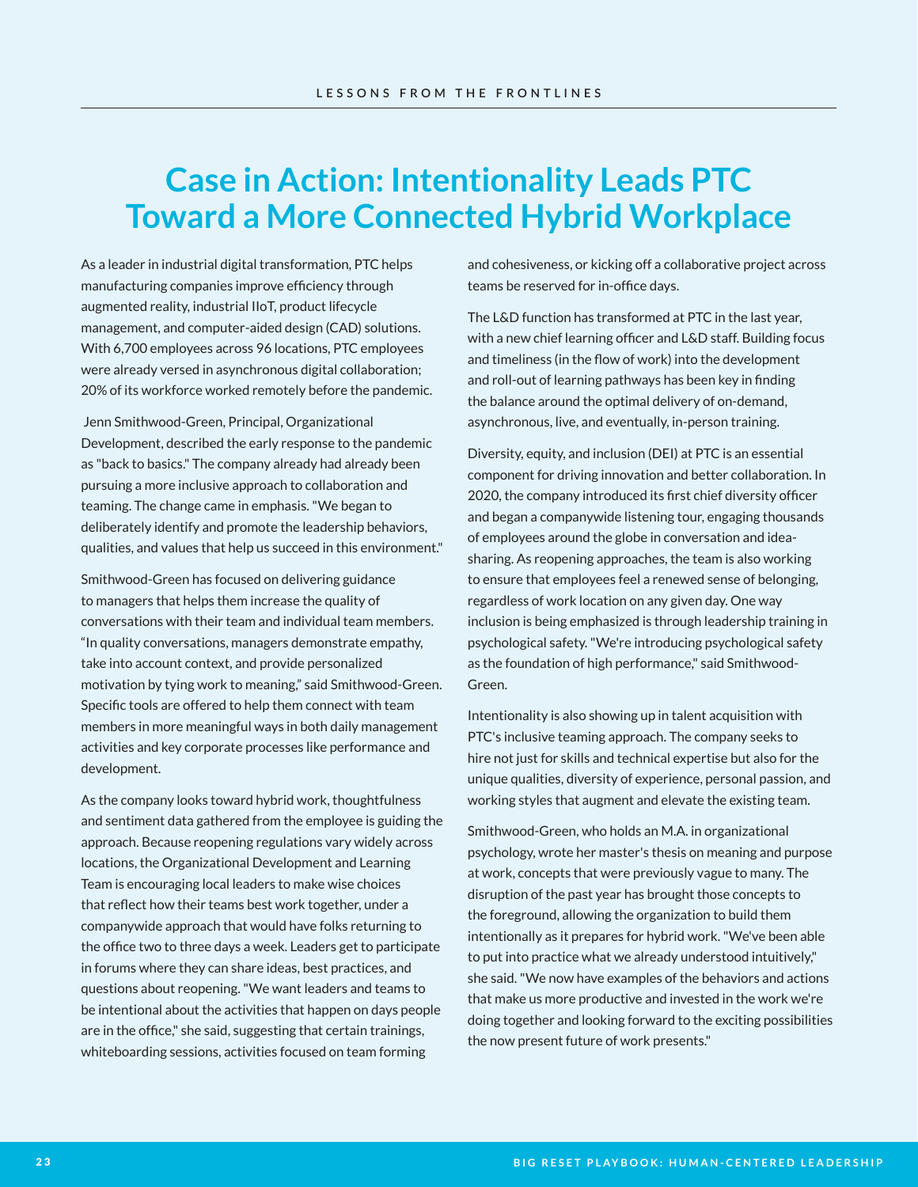# Case in Action: Intentionality Leads PTC Toward a More Connected Hybrid Workplace

As a leader in industrial digital transformation, PTC helps manufacturing companies improve efficiency through augmented reality, industrial IIoT, product lifecycle management, and computer-aided design (CAD) solutions. With 6,700 employees across 96 locations, PTC employees were already versed in asynchronous digital collaboration; 20% of its workforce worked remotely before the pandemic.

Jenn Smithwood-Green, Principal, Organizational Development, described the early response to the pandemic as "back to basics." The company already had already been pursuing a more inclusive approach to collaboration and teaming. The change came in emphasis. "We began to deliberately identify and promote the leadership behaviors, qualities, and values that help us succeed in this environment."

Smithwood-Green has focused on delivering guidance to managers that helps them increase the quality of conversations with their team and individual team members. "In quality conversations, managers demonstrate empathy, take into account context, and provide personalized motivation by tying work to meaning," said Smithwood-Green. Specific tools are offered to help them connect with team members in more meaningful ways in both daily management activities and key corporate processes like performance and development.

As the company looks toward hybrid work, thoughtfulness and sentiment data gathered from the employee is guiding the approach. Because reopening regulations vary widely across locations, the Organizational Development and Learning Team is encouraging local leaders to make wise choices that reflect how their teams best work together, under a companywide approach that would have folks returning to the office two to three days a week. Leaders get to participate in forums where they can share ideas, best practices, and questions about reopening. "We want leaders and teams to be intentional about the activities that happen on days people are in the office," she said, suggesting that certain trainings, whiteboarding sessions, activities focused on team forming and cohesiveness, or kicking off a collaborative project across teams be reserved for in-office days.

The L&D function has transformed at PTC in the last year, with a new chief learning officer and L&D staff. Building focus and timeliness (in the flow of work) into the development and roll-out of learning pathways has been key in finding the balance around the optimal delivery of on-demand, asynchronous, live, and eventually, in-person training.

Diversity, equity, and inclusion (DEI) at PTC is an essential component for driving innovation and better collaboration. In 2020, the company introduced its first chief diversity officer and began a companywide listening tour, engaging thousands of employees around the globe in conversation and idea-sharing. As reopening approaches, the team is also working to ensure that employees feel a renewed sense of belonging, regardless of work location on any given day. One way inclusion is being emphasized is through leadership training in psychological safety. "We're introducing psychological safety as the foundation of high performance," said Smithwood-Green.

Intentionality is also showing up in talent acquisition with PTC's inclusive teaming approach. The company seeks to hire not just for skills and technical expertise but also for the unique qualities, diversity of experience, personal passion, and working styles that augment and elevate the existing team.

Smithwood-Green, who holds an M.A. in organizational psychology, wrote her master's thesis on meaning and purpose at work, concepts that were previously vague to many. The disruption of the past year has brought those concepts to the foreground, allowing the organization to build them intentionally as it prepares for hybrid work. "We've been able to put into practice what we already understood intuitively," she said. "We now have examples of the behaviors and actions that make us more productive and invested in the work we're doing together and looking forward to the exciting possibilities the now present future of work presents."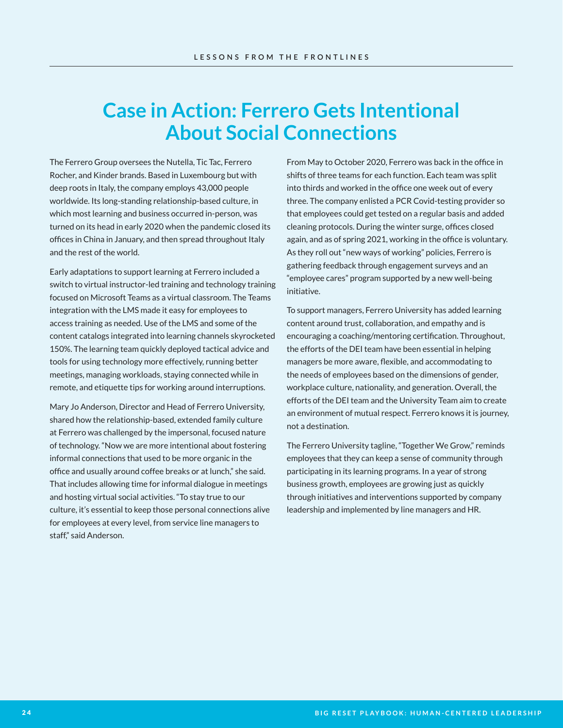# Case in Action: Ferrero Gets Intentional About Social Connections

The Ferrero Group oversees the Nutella, Tic Tac, Ferrero Rocher, and Kinder brands. Based in Luxembourg but with deep roots in Italy, the company employs 43,000 people worldwide. Its long-standing relationship-based culture, in which most learning and business occurred in-person, was turned on its head in early 2020 when the pandemic closed its offices in China in January, and then spread throughout Italy and the rest of the world.

Early adaptations to support learning at Ferrero included a switch to virtual instructor-led training and technology training focused on Microsoft Teams as a virtual classroom. The Teams integration with the LMS made it easy for employees to access training as needed. Use of the LMS and some of the content catalogs integrated into learning channels skyrocketed 150%. The learning team quickly deployed tactical advice and tools for using technology more effectively, running better meetings, managing workloads, staying connected while in remote, and etiquette tips for working around interruptions.

Mary Jo Anderson, Director and Head of Ferrero University, shared how the relationship-based, extended family culture at Ferrero was challenged by the impersonal, focused nature of technology. "Now we are more intentional about fostering informal connections that used to be more organic in the office and usually around coffee breaks or at lunch," she said. That includes allowing time for informal dialogue in meetings and hosting virtual social activities. "To stay true to our culture, it's essential to keep those personal connections alive for employees at every level, from service line managers to staff," said Anderson.

From May to October 2020, Ferrero was back in the office in shifts of three teams for each function. Each team was split into thirds and worked in the office one week out of every three. The company enlisted a PCR Covid-testing provider so that employees could get tested on a regular basis and added cleaning protocols. During the winter surge, offices closed again, and as of spring 2021, working in the office is voluntary. As they roll out "new ways of working" policies, Ferrero is gathering feedback through engagement surveys and an "employee cares" program supported by a new well-being initiative.

To support managers, Ferrero University has added learning content around trust, collaboration, and empathy and is encouraging a coaching/mentoring certification. Throughout, the efforts of the DEI team have been essential in helping managers be more aware, flexible, and accommodating to the needs of employees based on the dimensions of gender, workplace culture, nationality, and generation. Overall, the efforts of the DEI team and the University Team aim to create an environment of mutual respect. Ferrero knows it is journey, not a destination.

The Ferrero University tagline, "Together We Grow," reminds employees that they can keep a sense of community through participating in its learning programs. In a year of strong business growth, employees are growing just as quickly through initiatives and interventions supported by company leadership and implemented by line managers and HR.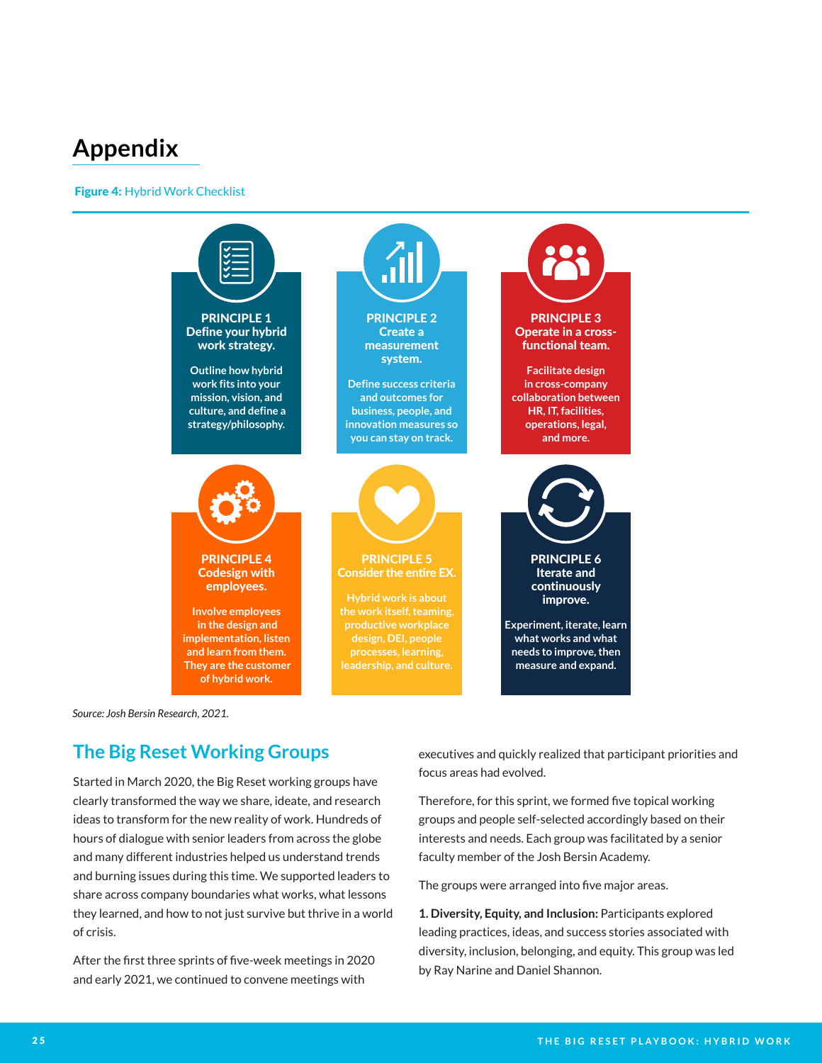# Appendix

**Figure 4:** Hybrid Work Checklist

**PRINCIPLE 1**
**Define your hybrid work strategy.**

Outline how hybrid work fits into your mission, vision, and culture, and define a strategy/philosophy.

**PRINCIPLE 2**
**Create a measurement system.**

Define success criteria and outcomes for business, people, and innovation measures so you can stay on track.

**PRINCIPLE 3**
**Operate in a cross-functional team.**

Facilitate design in cross-company collaboration between HR, IT, facilities, operations, legal, and more.

**PRINCIPLE 4**
**Codesign with employees.**

Involve employees in the design and implementation, listen and learn from them. They are the customer of hybrid work.

**PRINCIPLE 5**
**Consider the entire EX.**

Hybrid work is about the work itself, teaming, productive workplace design, DEI, people processes, learning, leadership, and culture.

**PRINCIPLE 6**
**Iterate and continuously improve.**

Experiment, iterate, learn what works and what needs to improve, then measure and expand.

*Source: Josh Bersin Research, 2021.*

## The Big Reset Working Groups

Started in March 2020, the Big Reset working groups have clearly transformed the way we share, ideate, and research ideas to transform for the new reality of work. Hundreds of hours of dialogue with senior leaders from across the globe and many different industries helped us understand trends and burning issues during this time. We supported leaders to share across company boundaries what works, what lessons they learned, and how to not just survive but thrive in a world of crisis.

After the first three sprints of five-week meetings in 2020 and early 2021, we continued to convene meetings with executives and quickly realized that participant priorities and focus areas had evolved.

Therefore, for this sprint, we formed five topical working groups and people self-selected accordingly based on their interests and needs. Each group was facilitated by a senior faculty member of the Josh Bersin Academy.

The groups were arranged into five major areas.

**1. Diversity, Equity, and Inclusion:** Participants explored leading practices, ideas, and success stories associated with diversity, inclusion, belonging, and equity. This group was led by Ray Narine and Daniel Shannon.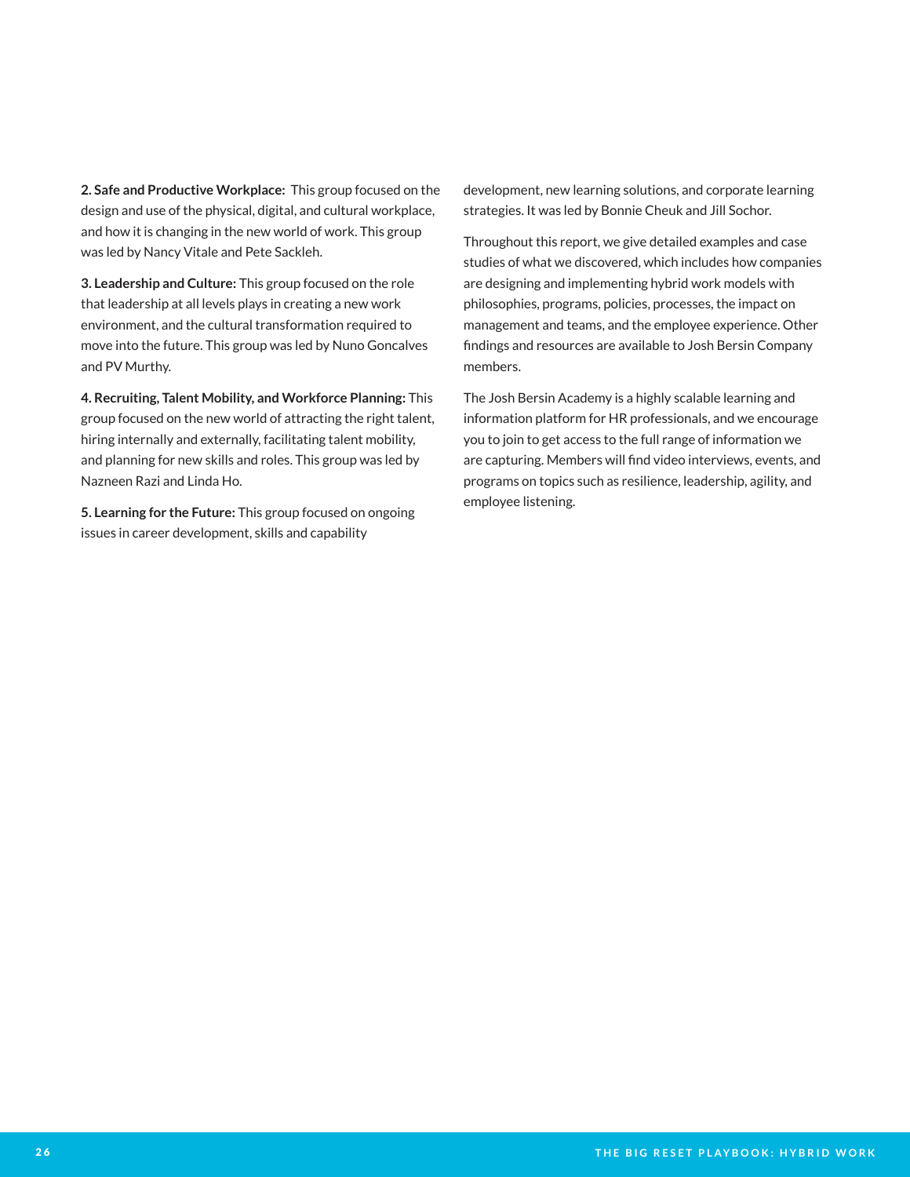**2. Safe and Productive Workplace:** This group focused on the design and use of the physical, digital, and cultural workplace, and how it is changing in the new world of work. This group was led by Nancy Vitale and Pete Sackleh.

**3. Leadership and Culture:** This group focused on the role that leadership at all levels plays in creating a new work environment, and the cultural transformation required to move into the future. This group was led by Nuno Goncalves and PV Murthy.

**4. Recruiting, Talent Mobility, and Workforce Planning:** This group focused on the new world of attracting the right talent, hiring internally and externally, facilitating talent mobility, and planning for new skills and roles. This group was led by Nazneen Razi and Linda Ho.

**5. Learning for the Future:** This group focused on ongoing issues in career development, skills and capability development, new learning solutions, and corporate learning strategies. It was led by Bonnie Cheuk and Jill Sochor.

Throughout this report, we give detailed examples and case studies of what we discovered, which includes how companies are designing and implementing hybrid work models with philosophies, programs, policies, processes, the impact on management and teams, and the employee experience. Other findings and resources are available to Josh Bersin Company members.

The Josh Bersin Academy is a highly scalable learning and information platform for HR professionals, and we encourage you to join to get access to the full range of information we are capturing. Members will find video interviews, events, and programs on topics such as resilience, leadership, agility, and employee listening.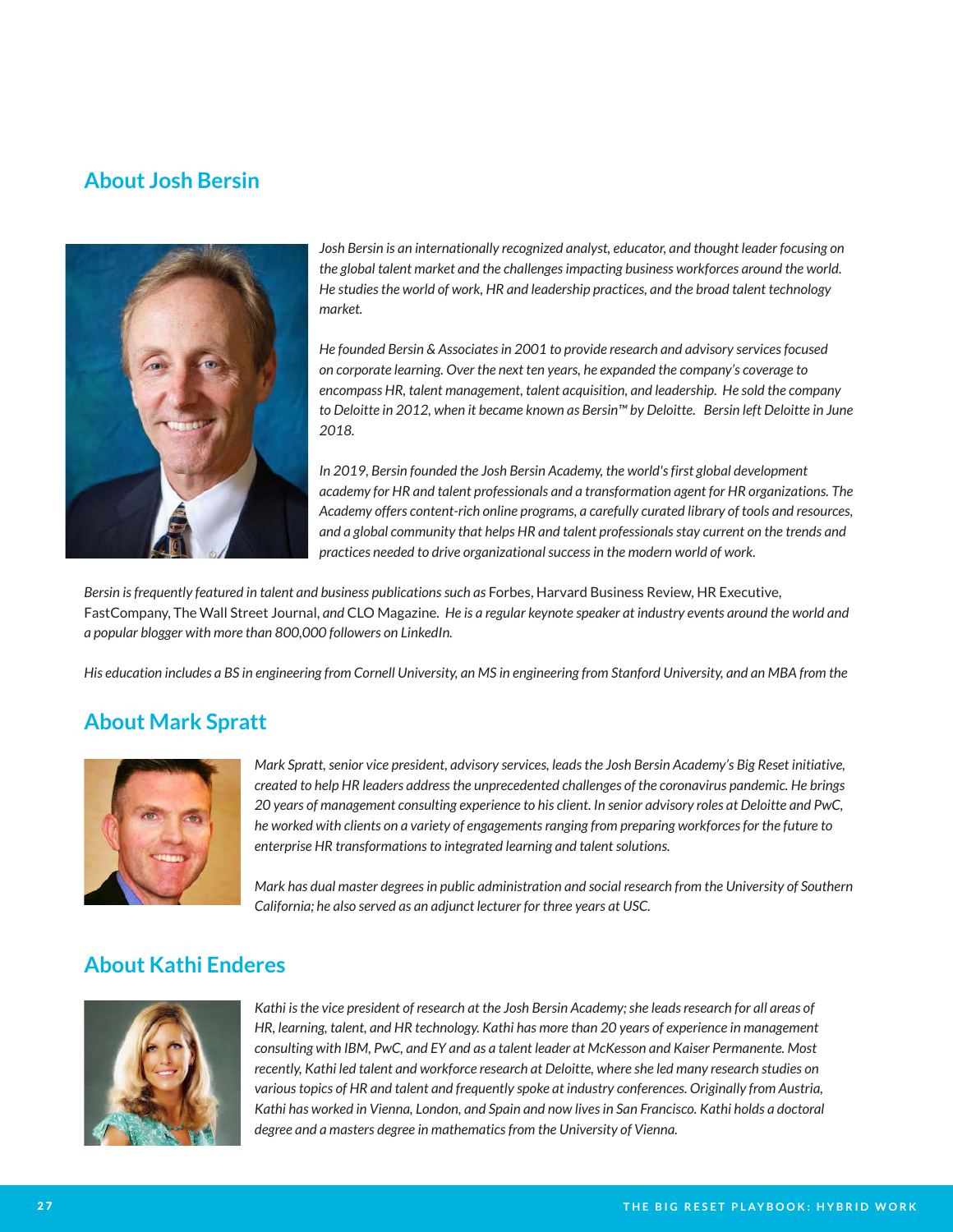## About Josh Bersin

*Josh Bersin is an internationally recognized analyst, educator, and thought leader focusing on the global talent market and the challenges impacting business workforces around the world. He studies the world of work, HR and leadership practices, and the broad talent technology market.*

*He founded Bersin & Associates in 2001 to provide research and advisory services focused on corporate learning. Over the next ten years, he expanded the company's coverage to encompass HR, talent management, talent acquisition, and leadership. He sold the company to Deloitte in 2012, when it became known as Bersin™ by Deloitte. Bersin left Deloitte in June 2018.*

*In 2019, Bersin founded the Josh Bersin Academy, the world's first global development academy for HR and talent professionals and a transformation agent for HR organizations. The Academy offers content-rich online programs, a carefully curated library of tools and resources, and a global community that helps HR and talent professionals stay current on the trends and practices needed to drive organizational success in the modern world of work.*

*Bersin is frequently featured in talent and business publications such as* Forbes, Harvard Business Review, HR Executive, FastCompany, The Wall Street Journal, *and* CLO Magazine. *He is a regular keynote speaker at industry events around the world and a popular blogger with more than 800,000 followers on LinkedIn.*

*His education includes a BS in engineering from Cornell University, an MS in engineering from Stanford University, and an MBA from the*

## About Mark Spratt

*Mark Spratt, senior vice president, advisory services, leads the Josh Bersin Academy's Big Reset initiative, created to help HR leaders address the unprecedented challenges of the coronavirus pandemic. He brings 20 years of management consulting experience to his client. In senior advisory roles at Deloitte and PwC, he worked with clients on a variety of engagements ranging from preparing workforces for the future to enterprise HR transformations to integrated learning and talent solutions.*

*Mark has dual master degrees in public administration and social research from the University of Southern California; he also served as an adjunct lecturer for three years at USC.*

## About Kathi Enderes

*Kathi is the vice president of research at the Josh Bersin Academy; she leads research for all areas of HR, learning, talent, and HR technology. Kathi has more than 20 years of experience in management consulting with IBM, PwC, and EY and as a talent leader at McKesson and Kaiser Permanente. Most recently, Kathi led talent and workforce research at Deloitte, where she led many research studies on various topics of HR and talent and frequently spoke at industry conferences. Originally from Austria, Kathi has worked in Vienna, London, and Spain and now lives in San Francisco. Kathi holds a doctoral degree and a masters degree in mathematics from the University of Vienna.*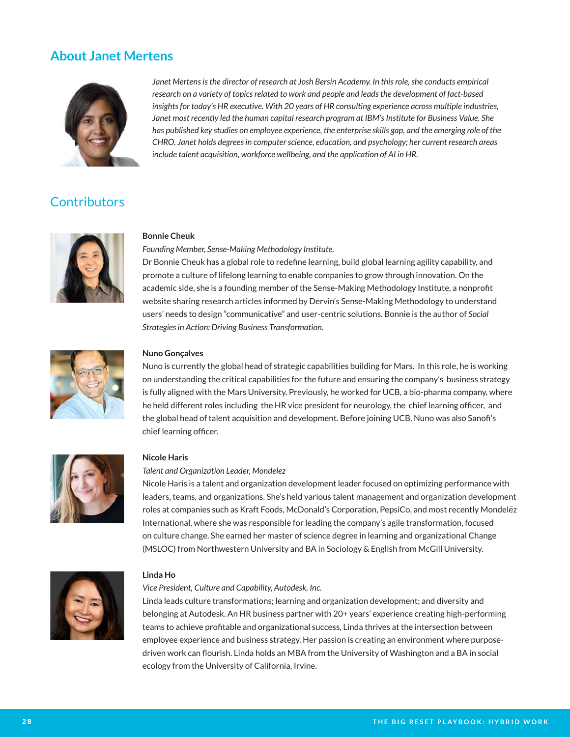## About Janet Mertens

*Janet Mertens is the director of research at Josh Bersin Academy. In this role, she conducts empirical research on a variety of topics related to work and people and leads the development of fact-based insights for today's HR executive. With 20 years of HR consulting experience across multiple industries, Janet most recently led the human capital research program at IBM's Institute for Business Value. She has published key studies on employee experience, the enterprise skills gap, and the emerging role of the CHRO. Janet holds degrees in computer science, education, and psychology; her current research areas include talent acquisition, workforce wellbeing, and the application of AI in HR.*

## Contributors

**Bonnie Cheuk**

*Founding Member, Sense-Making Methodology Institute.*

Dr Bonnie Cheuk has a global role to redefine learning, build global learning agility capability, and promote a culture of lifelong learning to enable companies to grow through innovation. On the academic side, she is a founding member of the Sense-Making Methodology Institute, a nonprofit website sharing research articles informed by Dervin's Sense-Making Methodology to understand users' needs to design "communicative" and user-centric solutions. Bonnie is the author of *Social Strategies in Action: Driving Business Transformation.*

**Nuno Gonçalves**

Nuno is currently the global head of strategic capabilities building for Mars. In this role, he is working on understanding the critical capabilities for the future and ensuring the company's business strategy is fully aligned with the Mars University. Previously, he worked for UCB, a bio-pharma company, where he held different roles including the HR vice president for neurology, the chief learning officer, and the global head of talent acquisition and development. Before joining UCB, Nuno was also Sanofi's chief learning officer.

**Nicole Haris**

*Talent and Organization Leader, Mondelēz*

Nicole Haris is a talent and organization development leader focused on optimizing performance with leaders, teams, and organizations. She's held various talent management and organization development roles at companies such as Kraft Foods, McDonald's Corporation, PepsiCo, and most recently Mondelēz International, where she was responsible for leading the company's agile transformation, focused on culture change. She earned her master of science degree in learning and organizational Change (MSLOC) from Northwestern University and BA in Sociology & English from McGill University.

**Linda Ho**

*Vice President, Culture and Capability, Autodesk, Inc.*

Linda leads culture transformations; learning and organization development; and diversity and belonging at Autodesk. An HR business partner with 20+ years' experience creating high-performing teams to achieve profitable and organizational success, Linda thrives at the intersection between employee experience and business strategy. Her passion is creating an environment where purpose-driven work can flourish. Linda holds an MBA from the University of Washington and a BA in social ecology from the University of California, Irvine.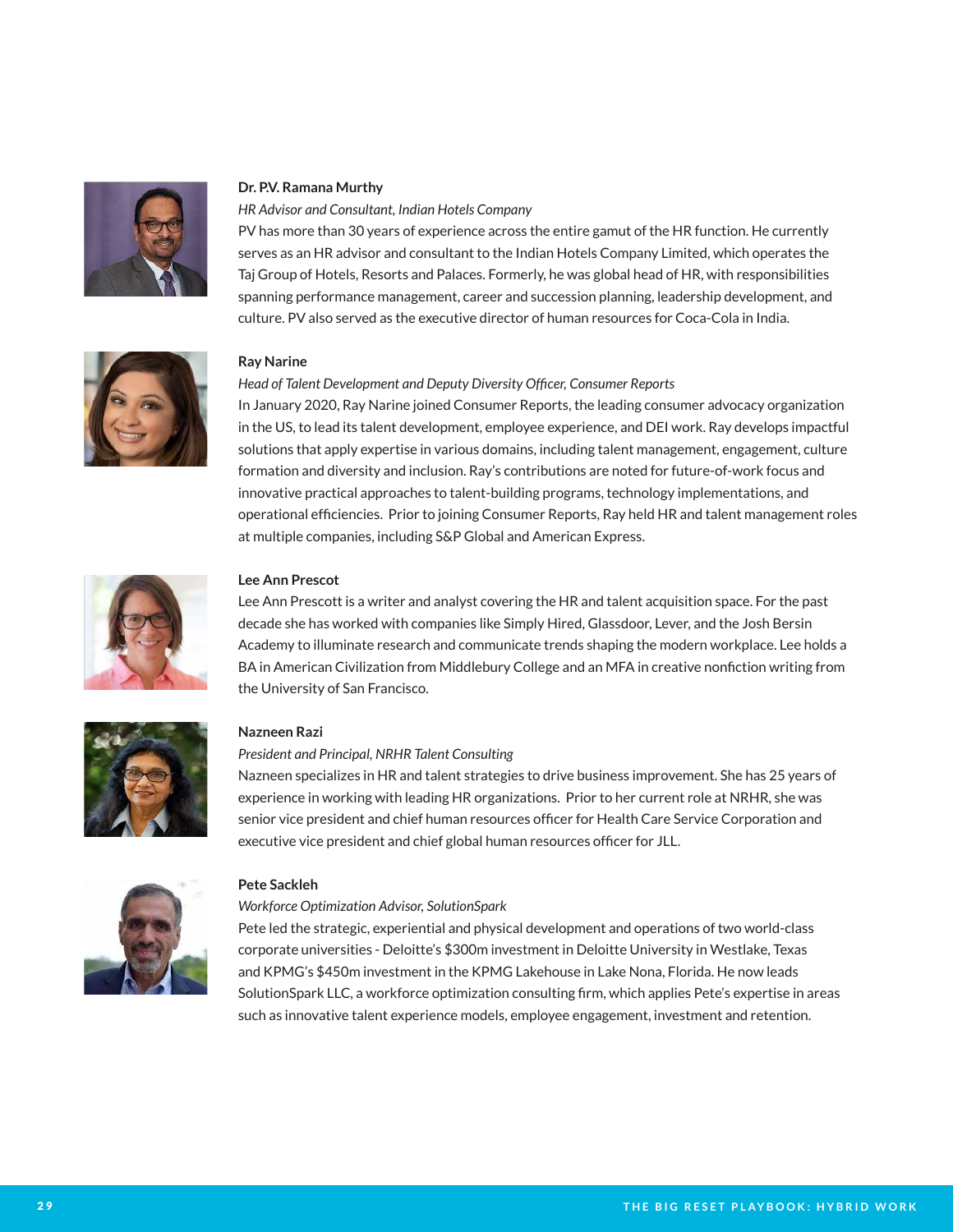**Dr. P.V. Ramana Murthy**

*HR Advisor and Consultant, Indian Hotels Company*

PV has more than 30 years of experience across the entire gamut of the HR function. He currently serves as an HR advisor and consultant to the Indian Hotels Company Limited, which operates the Taj Group of Hotels, Resorts and Palaces. Formerly, he was global head of HR, with responsibilities spanning performance management, career and succession planning, leadership development, and culture. PV also served as the executive director of human resources for Coca-Cola in India.

**Ray Narine**

*Head of Talent Development and Deputy Diversity Officer, Consumer Reports*

In January 2020, Ray Narine joined Consumer Reports, the leading consumer advocacy organization in the US, to lead its talent development, employee experience, and DEI work. Ray develops impactful solutions that apply expertise in various domains, including talent management, engagement, culture formation and diversity and inclusion. Ray's contributions are noted for future-of-work focus and innovative practical approaches to talent-building programs, technology implementations, and operational efficiencies. Prior to joining Consumer Reports, Ray held HR and talent management roles at multiple companies, including S&P Global and American Express.

**Lee Ann Prescot**

Lee Ann Prescott is a writer and analyst covering the HR and talent acquisition space. For the past decade she has worked with companies like Simply Hired, Glassdoor, Lever, and the Josh Bersin Academy to illuminate research and communicate trends shaping the modern workplace. Lee holds a BA in American Civilization from Middlebury College and an MFA in creative nonfiction writing from the University of San Francisco.

**Nazneen Razi**

*President and Principal, NRHR Talent Consulting*

Nazneen specializes in HR and talent strategies to drive business improvement. She has 25 years of experience in working with leading HR organizations. Prior to her current role at NRHR, she was senior vice president and chief human resources officer for Health Care Service Corporation and executive vice president and chief global human resources officer for JLL.

**Pete Sackleh**

*Workforce Optimization Advisor, SolutionSpark*

Pete led the strategic, experiential and physical development and operations of two world-class corporate universities - Deloitte's $300m investment in Deloitte University in Westlake, Texas and KPMG's $450m investment in the KPMG Lakehouse in Lake Nona, Florida. He now leads SolutionSpark LLC, a workforce optimization consulting firm, which applies Pete's expertise in areas such as innovative talent experience models, employee engagement, investment and retention.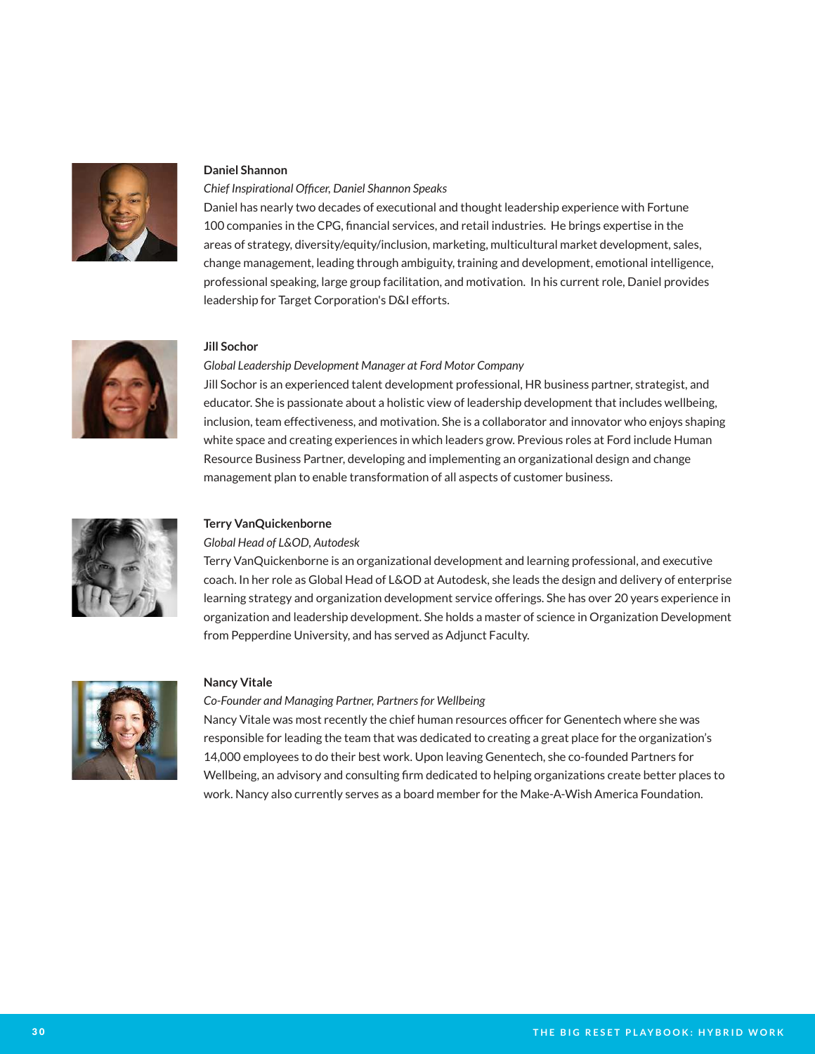**Daniel Shannon**

*Chief Inspirational Officer, Daniel Shannon Speaks*

Daniel has nearly two decades of executional and thought leadership experience with Fortune 100 companies in the CPG, financial services, and retail industries. He brings expertise in the areas of strategy, diversity/equity/inclusion, marketing, multicultural market development, sales, change management, leading through ambiguity, training and development, emotional intelligence, professional speaking, large group facilitation, and motivation. In his current role, Daniel provides leadership for Target Corporation's D&I efforts.

**Jill Sochor**

*Global Leadership Development Manager at Ford Motor Company*

Jill Sochor is an experienced talent development professional, HR business partner, strategist, and educator. She is passionate about a holistic view of leadership development that includes wellbeing, inclusion, team effectiveness, and motivation. She is a collaborator and innovator who enjoys shaping white space and creating experiences in which leaders grow. Previous roles at Ford include Human Resource Business Partner, developing and implementing an organizational design and change management plan to enable transformation of all aspects of customer business.

**Terry VanQuickenborne**

*Global Head of L&OD, Autodesk*

Terry VanQuickenborne is an organizational development and learning professional, and executive coach. In her role as Global Head of L&OD at Autodesk, she leads the design and delivery of enterprise learning strategy and organization development service offerings. She has over 20 years experience in organization and leadership development. She holds a master of science in Organization Development from Pepperdine University, and has served as Adjunct Faculty.

**Nancy Vitale**

*Co-Founder and Managing Partner, Partners for Wellbeing*

Nancy Vitale was most recently the chief human resources officer for Genentech where she was responsible for leading the team that was dedicated to creating a great place for the organization's 14,000 employees to do their best work. Upon leaving Genentech, she co-founded Partners for Wellbeing, an advisory and consulting firm dedicated to helping organizations create better places to work. Nancy also currently serves as a board member for the Make-A-Wish America Foundation.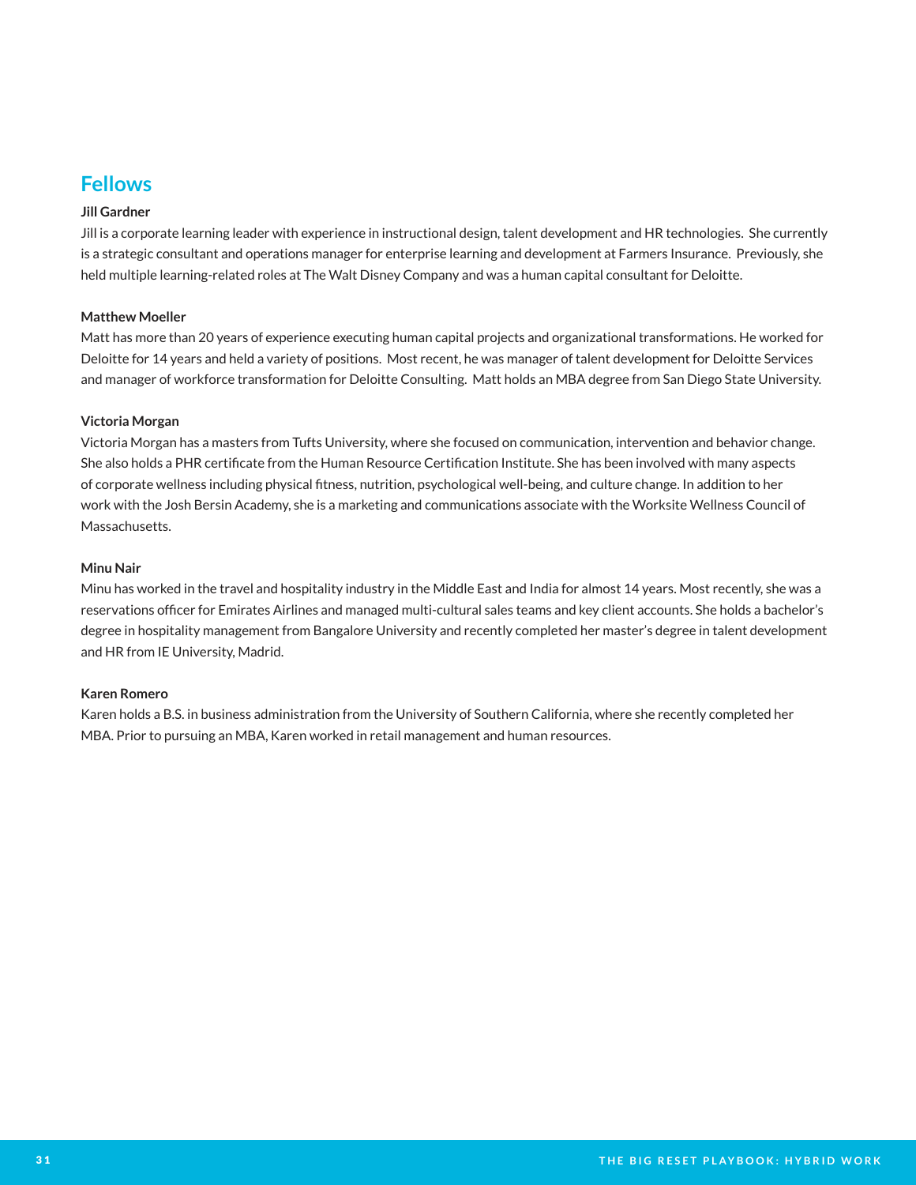## Fellows

**Jill Gardner**

Jill is a corporate learning leader with experience in instructional design, talent development and HR technologies. She currently is a strategic consultant and operations manager for enterprise learning and development at Farmers Insurance. Previously, she held multiple learning-related roles at The Walt Disney Company and was a human capital consultant for Deloitte.

**Matthew Moeller**

Matt has more than 20 years of experience executing human capital projects and organizational transformations. He worked for Deloitte for 14 years and held a variety of positions. Most recent, he was manager of talent development for Deloitte Services and manager of workforce transformation for Deloitte Consulting. Matt holds an MBA degree from San Diego State University.

**Victoria Morgan**

Victoria Morgan has a masters from Tufts University, where she focused on communication, intervention and behavior change. She also holds a PHR certificate from the Human Resource Certification Institute. She has been involved with many aspects of corporate wellness including physical fitness, nutrition, psychological well-being, and culture change. In addition to her work with the Josh Bersin Academy, she is a marketing and communications associate with the Worksite Wellness Council of Massachusetts.

**Minu Nair**

Minu has worked in the travel and hospitality industry in the Middle East and India for almost 14 years. Most recently, she was a reservations officer for Emirates Airlines and managed multi-cultural sales teams and key client accounts. She holds a bachelor's degree in hospitality management from Bangalore University and recently completed her master's degree in talent development and HR from IE University, Madrid.

**Karen Romero**

Karen holds a B.S. in business administration from the University of Southern California, where she recently completed her MBA. Prior to pursuing an MBA, Karen worked in retail management and human resources.